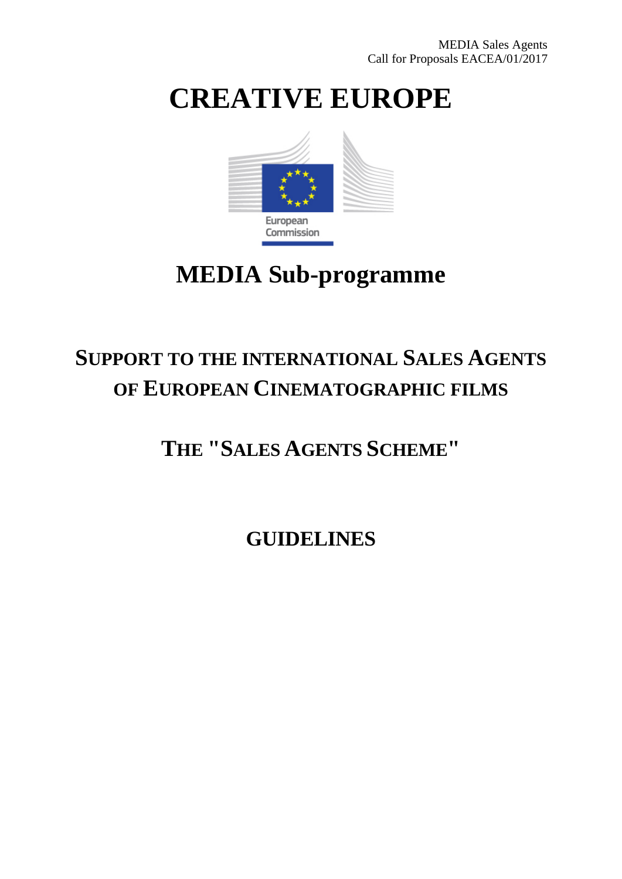MEDIA Sales Agents
Call for Proposals EACEA/01/2017

# CREATIVE EUROPE

European Commission

## MEDIA Sub-programme

## SUPPORT TO THE INTERNATIONAL SALES AGENTS OF EUROPEAN CINEMATOGRAPHIC FILMS

## THE "SALES AGENTS SCHEME"

## GUIDELINES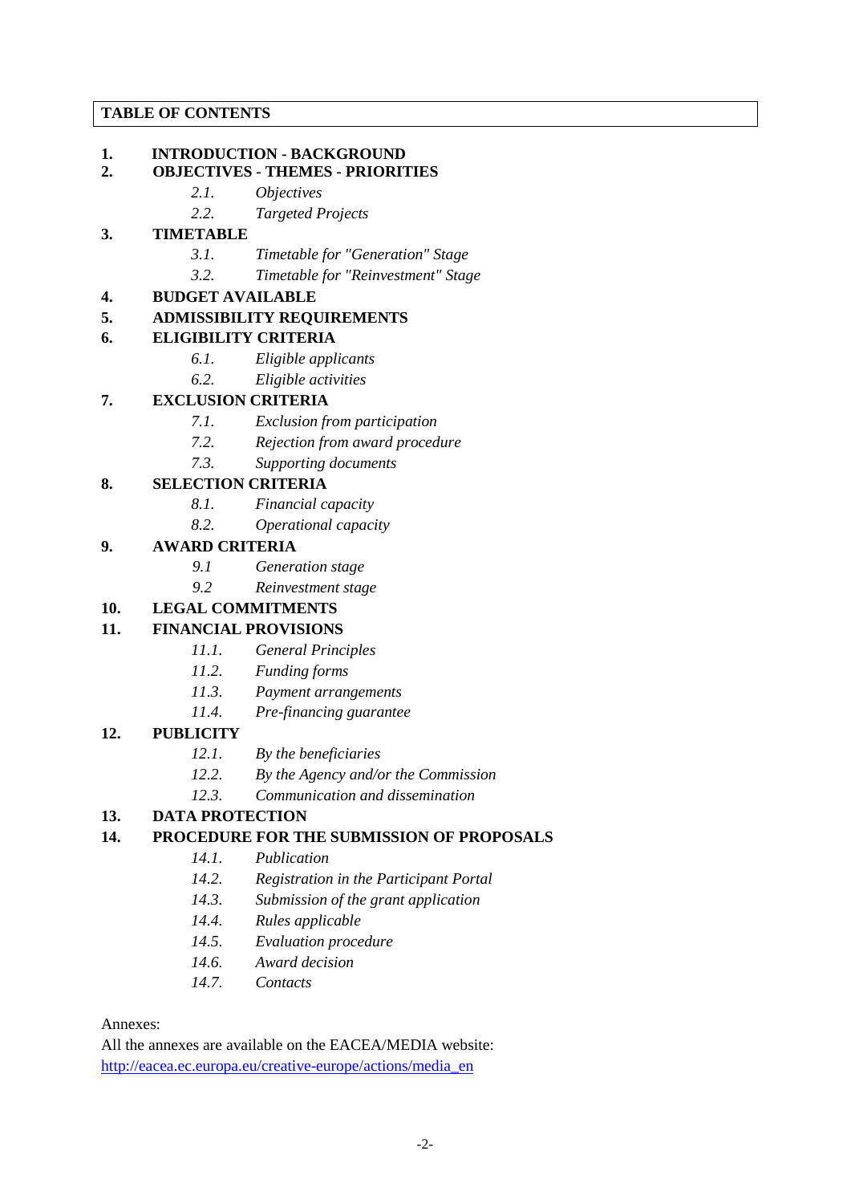## TABLE OF CONTENTS

**1. INTRODUCTION - BACKGROUND**

**2. OBJECTIVES - THEMES - PRIORITIES**

- *2.1. Objectives*
- *2.2. Targeted Projects*

**3. TIMETABLE**

- *3.1. Timetable for "Generation" Stage*
- *3.2. Timetable for "Reinvestment" Stage*

**4. BUDGET AVAILABLE**

**5. ADMISSIBILITY REQUIREMENTS**

**6. ELIGIBILITY CRITERIA**

- *6.1. Eligible applicants*
- *6.2. Eligible activities*

**7. EXCLUSION CRITERIA**

- *7.1. Exclusion from participation*
- *7.2. Rejection from award procedure*
- *7.3. Supporting documents*

**8. SELECTION CRITERIA**

- *8.1. Financial capacity*
- *8.2. Operational capacity*

**9. AWARD CRITERIA**

- *9.1 Generation stage*
- *9.2 Reinvestment stage*

**10. LEGAL COMMITMENTS**

**11. FINANCIAL PROVISIONS**

- *11.1. General Principles*
- *11.2. Funding forms*
- *11.3. Payment arrangements*
- *11.4. Pre-financing guarantee*

**12. PUBLICITY**

- *12.1. By the beneficiaries*
- *12.2. By the Agency and/or the Commission*
- *12.3. Communication and dissemination*

**13. DATA PROTECTION**

**14. PROCEDURE FOR THE SUBMISSION OF PROPOSALS**

- *14.1. Publication*
- *14.2. Registration in the Participant Portal*
- *14.3. Submission of the grant application*
- *14.4. Rules applicable*
- *14.5. Evaluation procedure*
- *14.6. Award decision*
- *14.7. Contacts*

Annexes:
All the annexes are available on the EACEA/MEDIA website:
[http://eacea.ec.europa.eu/creative-europe/actions/media_en](http://eacea.ec.europa.eu/creative-europe/actions/media_en)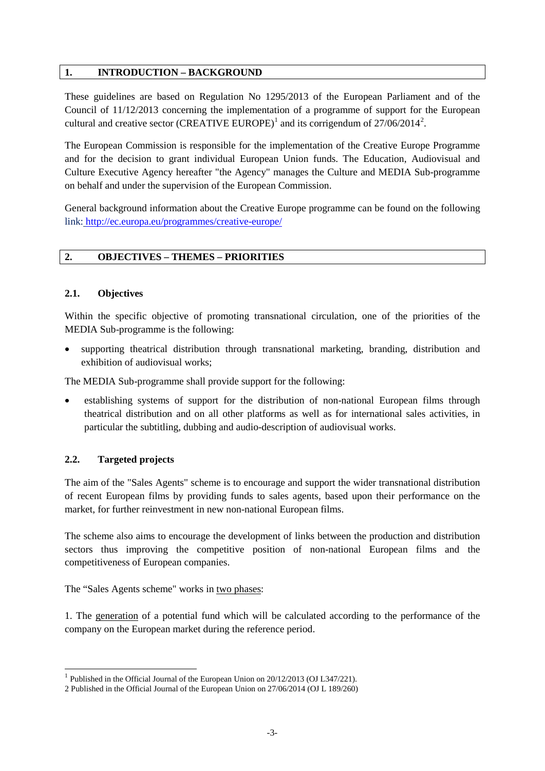## 1. INTRODUCTION – BACKGROUND

These guidelines are based on Regulation No 1295/2013 of the European Parliament and of the Council of 11/12/2013 concerning the implementation of a programme of support for the European cultural and creative sector (CREATIVE EUROPE)[1] and its corrigendum of 27/06/2014[2].

The European Commission is responsible for the implementation of the Creative Europe Programme and for the decision to grant individual European Union funds. The Education, Audiovisual and Culture Executive Agency hereafter "the Agency" manages the Culture and MEDIA Sub-programme on behalf and under the supervision of the European Commission.

General background information about the Creative Europe programme can be found on the following link: http://ec.europa.eu/programmes/creative-europe/

## 2. OBJECTIVES – THEMES – PRIORITIES

### 2.1. Objectives

Within the specific objective of promoting transnational circulation, one of the priorities of the MEDIA Sub-programme is the following:

- supporting theatrical distribution through transnational marketing, branding, distribution and exhibition of audiovisual works;

The MEDIA Sub-programme shall provide support for the following:

- establishing systems of support for the distribution of non-national European films through theatrical distribution and on all other platforms as well as for international sales activities, in particular the subtitling, dubbing and audio-description of audiovisual works.

### 2.2. Targeted projects

The aim of the "Sales Agents" scheme is to encourage and support the wider transnational distribution of recent European films by providing funds to sales agents, based upon their performance on the market, for further reinvestment in new non-national European films.

The scheme also aims to encourage the development of links between the production and distribution sectors thus improving the competitive position of non-national European films and the competitiveness of European companies.

The "Sales Agents scheme" works in two phases:

1. The generation of a potential fund which will be calculated according to the performance of the company on the European market during the reference period.

---

[1] Published in the Official Journal of the European Union on 20/12/2013 (OJ L347/221).

[2] Published in the Official Journal of the European Union on 27/06/2014 (OJ L 189/260)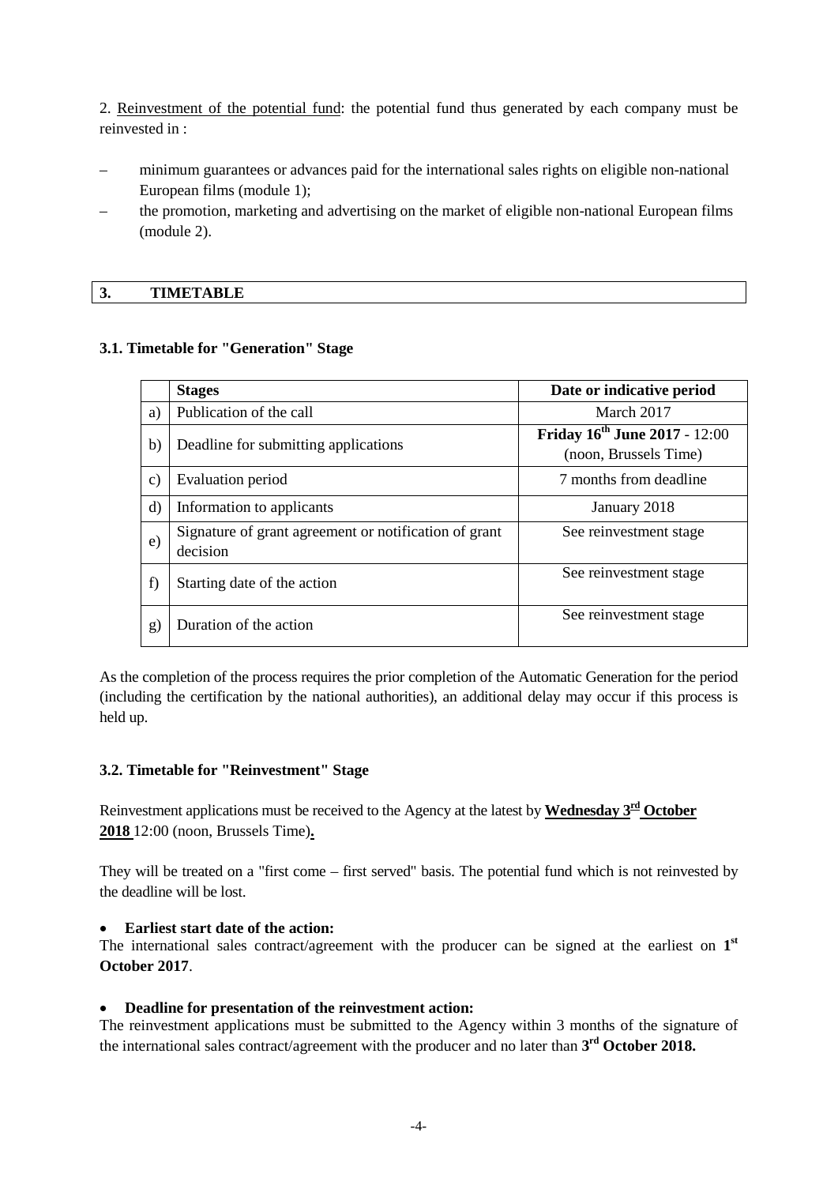2. Reinvestment of the potential fund: the potential fund thus generated by each company must be reinvested in :

- minimum guarantees or advances paid for the international sales rights on eligible non-national European films (module 1);
- the promotion, marketing and advertising on the market of eligible non-national European films (module 2).

## 3. TIMETABLE

### 3.1. Timetable for "Generation" Stage

| | Stages | Date or indicative period |
|---|---|---|
| a) | Publication of the call | March 2017 |
| b) | Deadline for submitting applications | **Friday 16th June 2017** - 12:00 (noon, Brussels Time) |
| c) | Evaluation period | 7 months from deadline |
| d) | Information to applicants | January 2018 |
| e) | Signature of grant agreement or notification of grant decision | See reinvestment stage |
| f) | Starting date of the action | See reinvestment stage |
| g) | Duration of the action | See reinvestment stage |

As the completion of the process requires the prior completion of the Automatic Generation for the period (including the certification by the national authorities), an additional delay may occur if this process is held up.

### 3.2. Timetable for "Reinvestment" Stage

Reinvestment applications must be received to the Agency at the latest by **Wednesday 3rd October 2018** 12:00 (noon, Brussels Time)**.**

They will be treated on a "first come – first served" basis. The potential fund which is not reinvested by the deadline will be lost.

- **Earliest start date of the action:**

The international sales contract/agreement with the producer can be signed at the earliest on **1st October 2017**.

- **Deadline for presentation of the reinvestment action:**

The reinvestment applications must be submitted to the Agency within 3 months of the signature of the international sales contract/agreement with the producer and no later than **3rd October 2018.**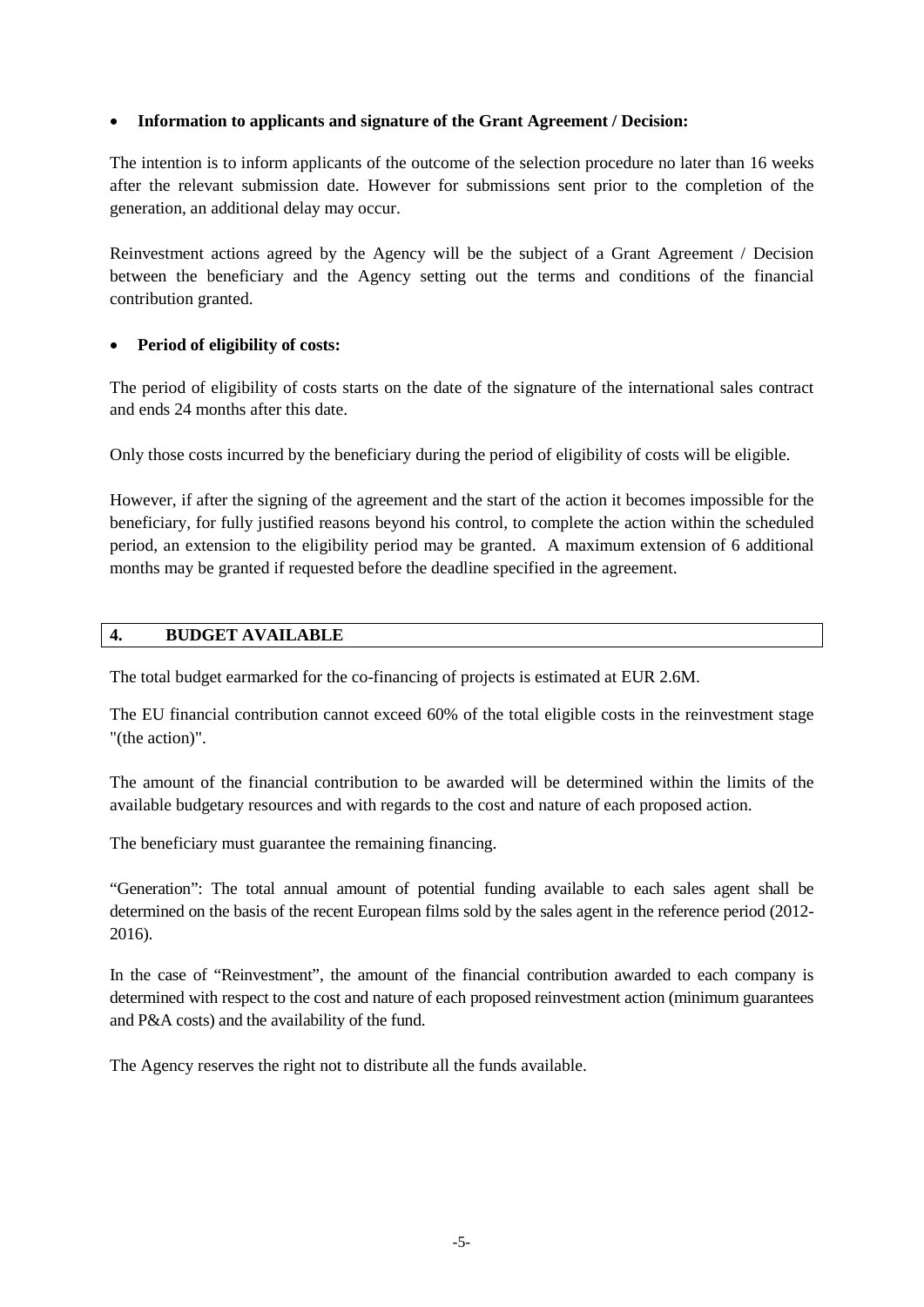- **Information to applicants and signature of the Grant Agreement / Decision:**

The intention is to inform applicants of the outcome of the selection procedure no later than 16 weeks after the relevant submission date. However for submissions sent prior to the completion of the generation, an additional delay may occur.

Reinvestment actions agreed by the Agency will be the subject of a Grant Agreement / Decision between the beneficiary and the Agency setting out the terms and conditions of the financial contribution granted.

- **Period of eligibility of costs:**

The period of eligibility of costs starts on the date of the signature of the international sales contract and ends 24 months after this date.

Only those costs incurred by the beneficiary during the period of eligibility of costs will be eligible.

However, if after the signing of the agreement and the start of the action it becomes impossible for the beneficiary, for fully justified reasons beyond his control, to complete the action within the scheduled period, an extension to the eligibility period may be granted. A maximum extension of 6 additional months may be granted if requested before the deadline specified in the agreement.

## 4. BUDGET AVAILABLE

The total budget earmarked for the co-financing of projects is estimated at EUR 2.6M.

The EU financial contribution cannot exceed 60% of the total eligible costs in the reinvestment stage "(the action)".

The amount of the financial contribution to be awarded will be determined within the limits of the available budgetary resources and with regards to the cost and nature of each proposed action.

The beneficiary must guarantee the remaining financing.

"Generation": The total annual amount of potential funding available to each sales agent shall be determined on the basis of the recent European films sold by the sales agent in the reference period (2012-2016).

In the case of "Reinvestment", the amount of the financial contribution awarded to each company is determined with respect to the cost and nature of each proposed reinvestment action (minimum guarantees and P&A costs) and the availability of the fund.

The Agency reserves the right not to distribute all the funds available.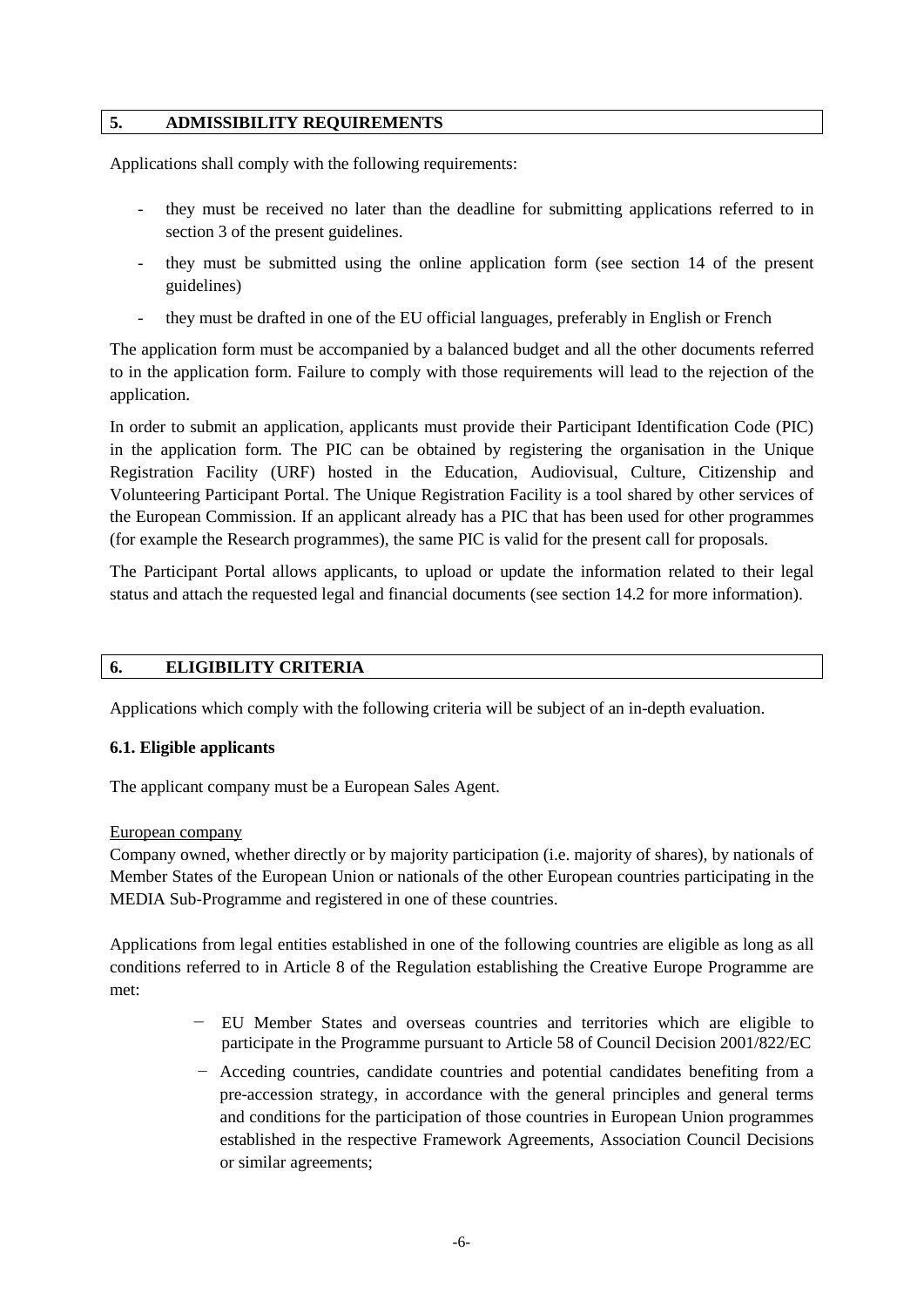## 5. ADMISSIBILITY REQUIREMENTS

Applications shall comply with the following requirements:

- they must be received no later than the deadline for submitting applications referred to in section 3 of the present guidelines.
- they must be submitted using the online application form (see section 14 of the present guidelines)
- they must be drafted in one of the EU official languages, preferably in English or French

The application form must be accompanied by a balanced budget and all the other documents referred to in the application form. Failure to comply with those requirements will lead to the rejection of the application.

In order to submit an application, applicants must provide their Participant Identification Code (PIC) in the application form. The PIC can be obtained by registering the organisation in the Unique Registration Facility (URF) hosted in the Education, Audiovisual, Culture, Citizenship and Volunteering Participant Portal. The Unique Registration Facility is a tool shared by other services of the European Commission. If an applicant already has a PIC that has been used for other programmes (for example the Research programmes), the same PIC is valid for the present call for proposals.

The Participant Portal allows applicants, to upload or update the information related to their legal status and attach the requested legal and financial documents (see section 14.2 for more information).

## 6. ELIGIBILITY CRITERIA

Applications which comply with the following criteria will be subject of an in-depth evaluation.

### 6.1. Eligible applicants

The applicant company must be a European Sales Agent.

European company
Company owned, whether directly or by majority participation (i.e. majority of shares), by nationals of Member States of the European Union or nationals of the other European countries participating in the MEDIA Sub-Programme and registered in one of these countries.

Applications from legal entities established in one of the following countries are eligible as long as all conditions referred to in Article 8 of the Regulation establishing the Creative Europe Programme are met:

- EU Member States and overseas countries and territories which are eligible to participate in the Programme pursuant to Article 58 of Council Decision 2001/822/EC
- Acceding countries, candidate countries and potential candidates benefiting from a pre-accession strategy, in accordance with the general principles and general terms and conditions for the participation of those countries in European Union programmes established in the respective Framework Agreements, Association Council Decisions or similar agreements;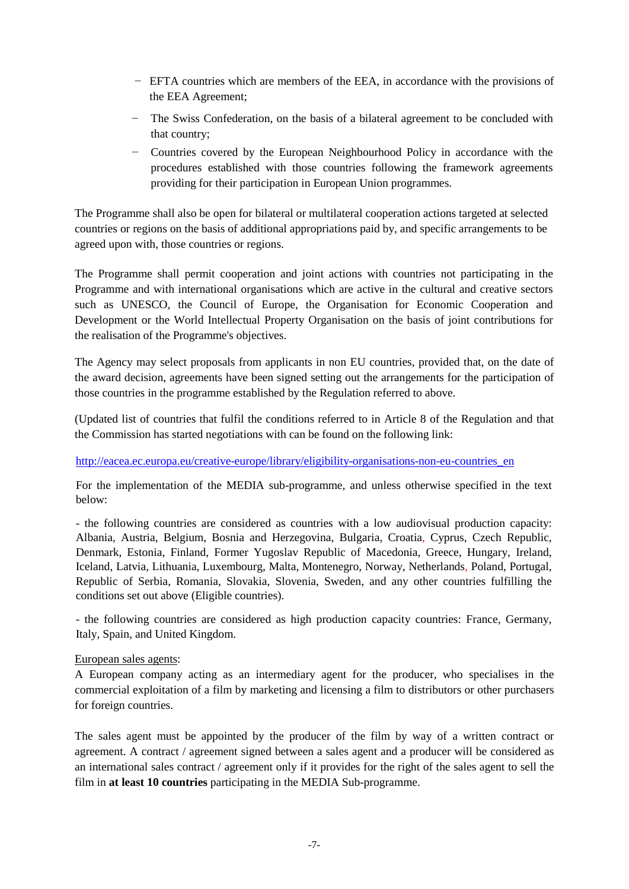- EFTA countries which are members of the EEA, in accordance with the provisions of the EEA Agreement;
- The Swiss Confederation, on the basis of a bilateral agreement to be concluded with that country;
- Countries covered by the European Neighbourhood Policy in accordance with the procedures established with those countries following the framework agreements providing for their participation in European Union programmes.

The Programme shall also be open for bilateral or multilateral cooperation actions targeted at selected countries or regions on the basis of additional appropriations paid by, and specific arrangements to be agreed upon with, those countries or regions.

The Programme shall permit cooperation and joint actions with countries not participating in the Programme and with international organisations which are active in the cultural and creative sectors such as UNESCO, the Council of Europe, the Organisation for Economic Cooperation and Development or the World Intellectual Property Organisation on the basis of joint contributions for the realisation of the Programme's objectives.

The Agency may select proposals from applicants in non EU countries, provided that, on the date of the award decision, agreements have been signed setting out the arrangements for the participation of those countries in the programme established by the Regulation referred to above.

(Updated list of countries that fulfil the conditions referred to in Article 8 of the Regulation and that the Commission has started negotiations with can be found on the following link:

http://eacea.ec.europa.eu/creative-europe/library/eligibility-organisations-non-eu-countries_en

For the implementation of the MEDIA sub-programme, and unless otherwise specified in the text below:

- the following countries are considered as countries with a low audiovisual production capacity: Albania, Austria, Belgium, Bosnia and Herzegovina, Bulgaria, Croatia, Cyprus, Czech Republic, Denmark, Estonia, Finland, Former Yugoslav Republic of Macedonia, Greece, Hungary, Ireland, Iceland, Latvia, Lithuania, Luxembourg, Malta, Montenegro, Norway, Netherlands, Poland, Portugal, Republic of Serbia, Romania, Slovakia, Slovenia, Sweden, and any other countries fulfilling the conditions set out above (Eligible countries).

- the following countries are considered as high production capacity countries: France, Germany, Italy, Spain, and United Kingdom.

European sales agents:
A European company acting as an intermediary agent for the producer, who specialises in the commercial exploitation of a film by marketing and licensing a film to distributors or other purchasers for foreign countries.

The sales agent must be appointed by the producer of the film by way of a written contract or agreement. A contract / agreement signed between a sales agent and a producer will be considered as an international sales contract / agreement only if it provides for the right of the sales agent to sell the film in **at least 10 countries** participating in the MEDIA Sub-programme.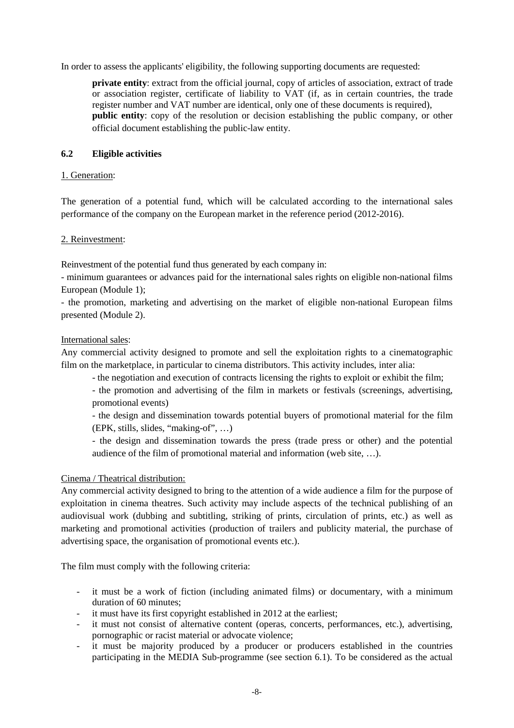In order to assess the applicants' eligibility, the following supporting documents are requested:

> **private entity**: extract from the official journal, copy of articles of association, extract of trade or association register, certificate of liability to VAT (if, as in certain countries, the trade register number and VAT number are identical, only one of these documents is required),
> **public entity**: copy of the resolution or decision establishing the public company, or other official document establishing the public-law entity.

### 6.2 Eligible activities

1. Generation:

The generation of a potential fund, which will be calculated according to the international sales performance of the company on the European market in the reference period (2012-2016).

2. Reinvestment:

Reinvestment of the potential fund thus generated by each company in:

- minimum guarantees or advances paid for the international sales rights on eligible non-national films European (Module 1);
- the promotion, marketing and advertising on the market of eligible non-national European films presented (Module 2).

International sales:

Any commercial activity designed to promote and sell the exploitation rights to a cinematographic film on the marketplace, in particular to cinema distributors. This activity includes, inter alia:

- the negotiation and execution of contracts licensing the rights to exploit or exhibit the film;
- the promotion and advertising of the film in markets or festivals (screenings, advertising, promotional events)
- the design and dissemination towards potential buyers of promotional material for the film (EPK, stills, slides, "making-of", …)
- the design and dissemination towards the press (trade press or other) and the potential audience of the film of promotional material and information (web site, …).

Cinema / Theatrical distribution:

Any commercial activity designed to bring to the attention of a wide audience a film for the purpose of exploitation in cinema theatres. Such activity may include aspects of the technical publishing of an audiovisual work (dubbing and subtitling, striking of prints, circulation of prints, etc.) as well as marketing and promotional activities (production of trailers and publicity material, the purchase of advertising space, the organisation of promotional events etc.).

The film must comply with the following criteria:

- it must be a work of fiction (including animated films) or documentary, with a minimum duration of 60 minutes;
- it must have its first copyright established in 2012 at the earliest;
- it must not consist of alternative content (operas, concerts, performances, etc.), advertising, pornographic or racist material or advocate violence;
- it must be majority produced by a producer or producers established in the countries participating in the MEDIA Sub-programme (see section 6.1). To be considered as the actual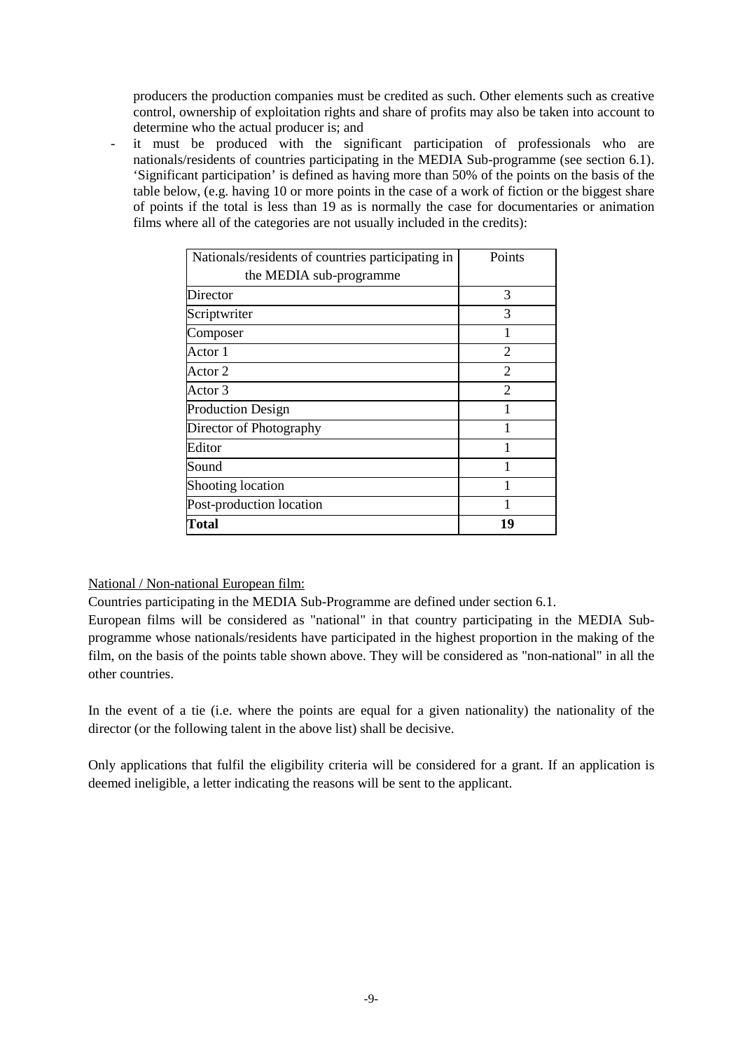producers the production companies must be credited as such. Other elements such as creative control, ownership of exploitation rights and share of profits may also be taken into account to determine who the actual producer is; and

- it must be produced with the significant participation of professionals who are nationals/residents of countries participating in the MEDIA Sub-programme (see section 6.1). 'Significant participation' is defined as having more than 50% of the points on the basis of the table below, (e.g. having 10 or more points in the case of a work of fiction or the biggest share of points if the total is less than 19 as is normally the case for documentaries or animation films where all of the categories are not usually included in the credits):

| Nationals/residents of countries participating in the MEDIA sub-programme | Points |
|---|---|
| Director | 3 |
| Scriptwriter | 3 |
| Composer | 1 |
| Actor 1 | 2 |
| Actor 2 | 2 |
| Actor 3 | 2 |
| Production Design | 1 |
| Director of Photography | 1 |
| Editor | 1 |
| Sound | 1 |
| Shooting location | 1 |
| Post-production location | 1 |
| **Total** | **19** |

National / Non-national European film:

Countries participating in the MEDIA Sub-Programme are defined under section 6.1.

European films will be considered as "national" in that country participating in the MEDIA Sub-programme whose nationals/residents have participated in the highest proportion in the making of the film, on the basis of the points table shown above. They will be considered as "non-national" in all the other countries.

In the event of a tie (i.e. where the points are equal for a given nationality) the nationality of the director (or the following talent in the above list) shall be decisive.

Only applications that fulfil the eligibility criteria will be considered for a grant. If an application is deemed ineligible, a letter indicating the reasons will be sent to the applicant.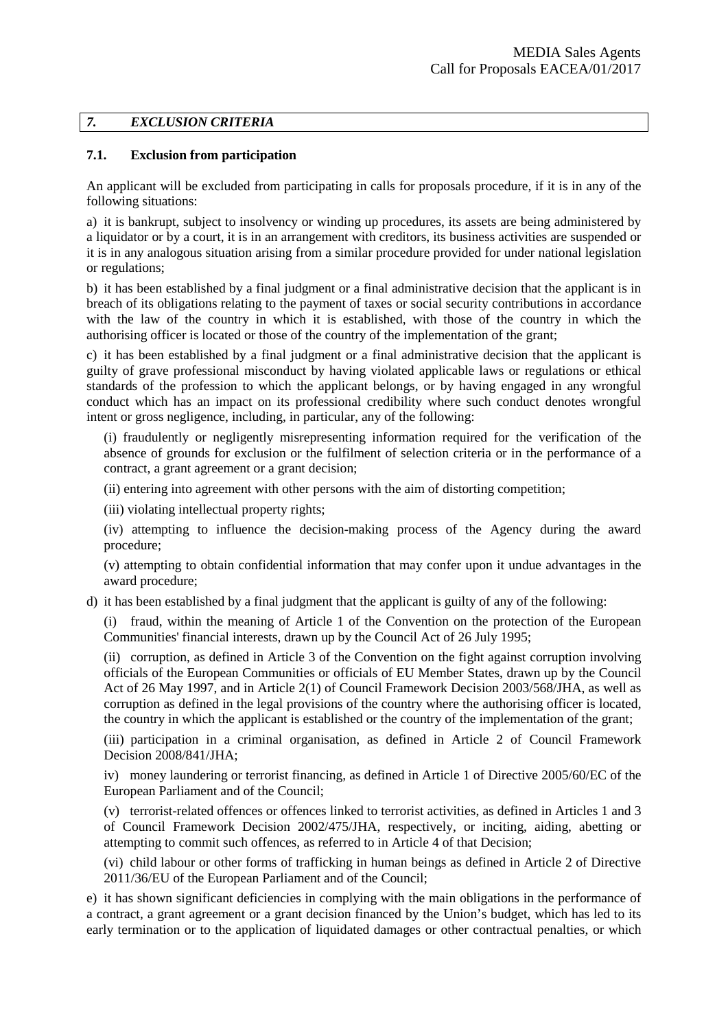## *7. EXCLUSION CRITERIA*

### 7.1. Exclusion from participation

An applicant will be excluded from participating in calls for proposals procedure, if it is in any of the following situations:

a) it is bankrupt, subject to insolvency or winding up procedures, its assets are being administered by a liquidator or by a court, it is in an arrangement with creditors, its business activities are suspended or it is in any analogous situation arising from a similar procedure provided for under national legislation or regulations;

b) it has been established by a final judgment or a final administrative decision that the applicant is in breach of its obligations relating to the payment of taxes or social security contributions in accordance with the law of the country in which it is established, with those of the country in which the authorising officer is located or those of the country of the implementation of the grant;

c) it has been established by a final judgment or a final administrative decision that the applicant is guilty of grave professional misconduct by having violated applicable laws or regulations or ethical standards of the profession to which the applicant belongs, or by having engaged in any wrongful conduct which has an impact on its professional credibility where such conduct denotes wrongful intent or gross negligence, including, in particular, any of the following:

(i) fraudulently or negligently misrepresenting information required for the verification of the absence of grounds for exclusion or the fulfilment of selection criteria or in the performance of a contract, a grant agreement or a grant decision;

(ii) entering into agreement with other persons with the aim of distorting competition;

(iii) violating intellectual property rights;

(iv) attempting to influence the decision-making process of the Agency during the award procedure;

(v) attempting to obtain confidential information that may confer upon it undue advantages in the award procedure;

d) it has been established by a final judgment that the applicant is guilty of any of the following:

(i) fraud, within the meaning of Article 1 of the Convention on the protection of the European Communities' financial interests, drawn up by the Council Act of 26 July 1995;

(ii) corruption, as defined in Article 3 of the Convention on the fight against corruption involving officials of the European Communities or officials of EU Member States, drawn up by the Council Act of 26 May 1997, and in Article 2(1) of Council Framework Decision 2003/568/JHA, as well as corruption as defined in the legal provisions of the country where the authorising officer is located, the country in which the applicant is established or the country of the implementation of the grant;

(iii) participation in a criminal organisation, as defined in Article 2 of Council Framework Decision 2008/841/JHA;

iv) money laundering or terrorist financing, as defined in Article 1 of Directive 2005/60/EC of the European Parliament and of the Council;

(v) terrorist-related offences or offences linked to terrorist activities, as defined in Articles 1 and 3 of Council Framework Decision 2002/475/JHA, respectively, or inciting, aiding, abetting or attempting to commit such offences, as referred to in Article 4 of that Decision;

(vi) child labour or other forms of trafficking in human beings as defined in Article 2 of Directive 2011/36/EU of the European Parliament and of the Council;

e) it has shown significant deficiencies in complying with the main obligations in the performance of a contract, a grant agreement or a grant decision financed by the Union's budget, which has led to its early termination or to the application of liquidated damages or other contractual penalties, or which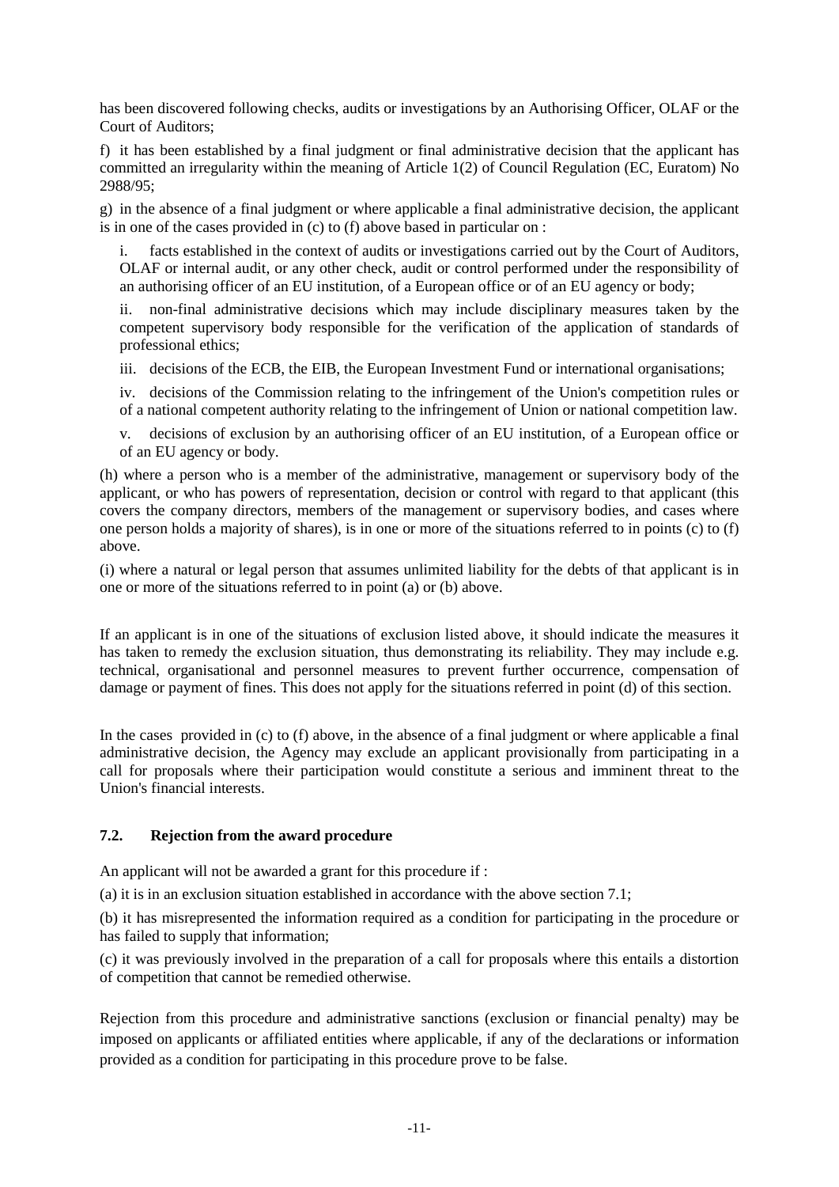has been discovered following checks, audits or investigations by an Authorising Officer, OLAF or the Court of Auditors;

f) it has been established by a final judgment or final administrative decision that the applicant has committed an irregularity within the meaning of Article 1(2) of Council Regulation (EC, Euratom) No 2988/95;

g) in the absence of a final judgment or where applicable a final administrative decision, the applicant is in one of the cases provided in (c) to (f) above based in particular on :

i. facts established in the context of audits or investigations carried out by the Court of Auditors, OLAF or internal audit, or any other check, audit or control performed under the responsibility of an authorising officer of an EU institution, of a European office or of an EU agency or body;

ii. non-final administrative decisions which may include disciplinary measures taken by the competent supervisory body responsible for the verification of the application of standards of professional ethics;

iii. decisions of the ECB, the EIB, the European Investment Fund or international organisations;

iv. decisions of the Commission relating to the infringement of the Union's competition rules or of a national competent authority relating to the infringement of Union or national competition law.

v. decisions of exclusion by an authorising officer of an EU institution, of a European office or of an EU agency or body.

(h) where a person who is a member of the administrative, management or supervisory body of the applicant, or who has powers of representation, decision or control with regard to that applicant (this covers the company directors, members of the management or supervisory bodies, and cases where one person holds a majority of shares), is in one or more of the situations referred to in points (c) to (f) above.

(i) where a natural or legal person that assumes unlimited liability for the debts of that applicant is in one or more of the situations referred to in point (a) or (b) above.

If an applicant is in one of the situations of exclusion listed above, it should indicate the measures it has taken to remedy the exclusion situation, thus demonstrating its reliability. They may include e.g. technical, organisational and personnel measures to prevent further occurrence, compensation of damage or payment of fines. This does not apply for the situations referred in point (d) of this section.

In the cases provided in (c) to (f) above, in the absence of a final judgment or where applicable a final administrative decision, the Agency may exclude an applicant provisionally from participating in a call for proposals where their participation would constitute a serious and imminent threat to the Union's financial interests.

### 7.2. Rejection from the award procedure

An applicant will not be awarded a grant for this procedure if :

(a) it is in an exclusion situation established in accordance with the above section 7.1;

(b) it has misrepresented the information required as a condition for participating in the procedure or has failed to supply that information;

(c) it was previously involved in the preparation of a call for proposals where this entails a distortion of competition that cannot be remedied otherwise.

Rejection from this procedure and administrative sanctions (exclusion or financial penalty) may be imposed on applicants or affiliated entities where applicable, if any of the declarations or information provided as a condition for participating in this procedure prove to be false.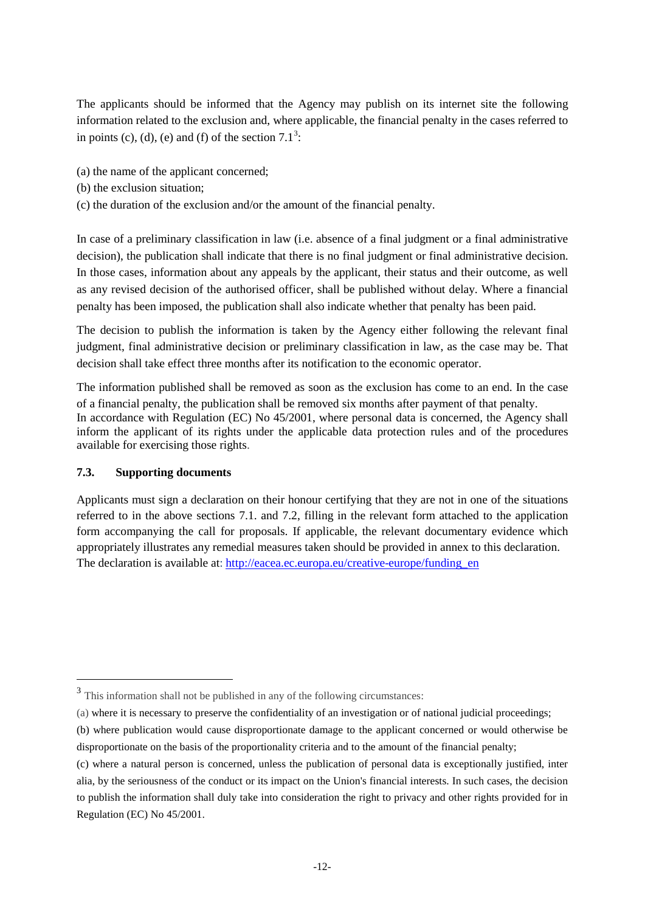The applicants should be informed that the Agency may publish on its internet site the following information related to the exclusion and, where applicable, the financial penalty in the cases referred to in points (c), (d), (e) and (f) of the section 7.1[3]:

(a) the name of the applicant concerned;
(b) the exclusion situation;
(c) the duration of the exclusion and/or the amount of the financial penalty.

In case of a preliminary classification in law (i.e. absence of a final judgment or a final administrative decision), the publication shall indicate that there is no final judgment or final administrative decision. In those cases, information about any appeals by the applicant, their status and their outcome, as well as any revised decision of the authorised officer, shall be published without delay. Where a financial penalty has been imposed, the publication shall also indicate whether that penalty has been paid.

The decision to publish the information is taken by the Agency either following the relevant final judgment, final administrative decision or preliminary classification in law, as the case may be. That decision shall take effect three months after its notification to the economic operator.

The information published shall be removed as soon as the exclusion has come to an end. In the case of a financial penalty, the publication shall be removed six months after payment of that penalty.
In accordance with Regulation (EC) No 45/2001, where personal data is concerned, the Agency shall inform the applicant of its rights under the applicable data protection rules and of the procedures available for exercising those rights.

### 7.3. Supporting documents

Applicants must sign a declaration on their honour certifying that they are not in one of the situations referred to in the above sections 7.1. and 7.2, filling in the relevant form attached to the application form accompanying the call for proposals. If applicable, the relevant documentary evidence which appropriately illustrates any remedial measures taken should be provided in annex to this declaration.
The declaration is available at: http://eacea.ec.europa.eu/creative-europe/funding_en

---

[3] This information shall not be published in any of the following circumstances:

(a) where it is necessary to preserve the confidentiality of an investigation or of national judicial proceedings;

(b) where publication would cause disproportionate damage to the applicant concerned or would otherwise be disproportionate on the basis of the proportionality criteria and to the amount of the financial penalty;

(c) where a natural person is concerned, unless the publication of personal data is exceptionally justified, inter alia, by the seriousness of the conduct or its impact on the Union's financial interests. In such cases, the decision to publish the information shall duly take into consideration the right to privacy and other rights provided for in Regulation (EC) No 45/2001.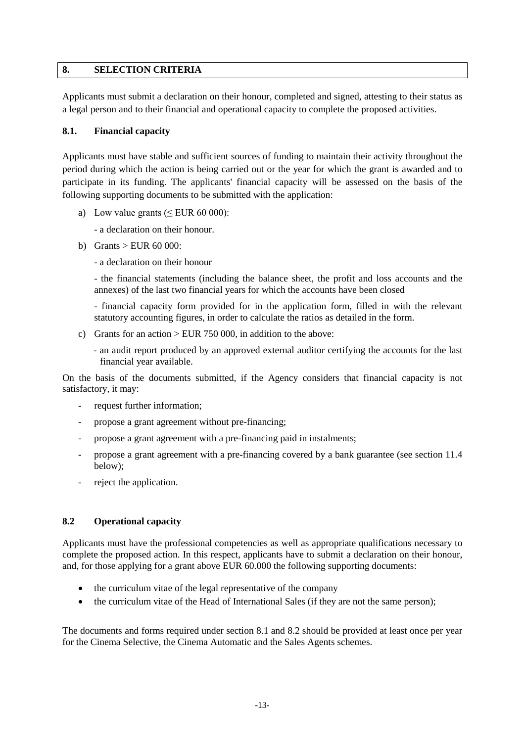## 8. SELECTION CRITERIA

Applicants must submit a declaration on their honour, completed and signed, attesting to their status as a legal person and to their financial and operational capacity to complete the proposed activities.

### 8.1. Financial capacity

Applicants must have stable and sufficient sources of funding to maintain their activity throughout the period during which the action is being carried out or the year for which the grant is awarded and to participate in its funding. The applicants' financial capacity will be assessed on the basis of the following supporting documents to be submitted with the application:

a) Low value grants (≤ EUR 60 000):

   - a declaration on their honour.

b) Grants > EUR 60 000:

   - a declaration on their honour

   - the financial statements (including the balance sheet, the profit and loss accounts and the annexes) of the last two financial years for which the accounts have been closed

   - financial capacity form provided for in the application form, filled in with the relevant statutory accounting figures, in order to calculate the ratios as detailed in the form.

c) Grants for an action > EUR 750 000, in addition to the above:

   - an audit report produced by an approved external auditor certifying the accounts for the last financial year available.

On the basis of the documents submitted, if the Agency considers that financial capacity is not satisfactory, it may:

- request further information;
- propose a grant agreement without pre-financing;
- propose a grant agreement with a pre-financing paid in instalments;
- propose a grant agreement with a pre-financing covered by a bank guarantee (see section 11.4 below);
- reject the application.

### 8.2 Operational capacity

Applicants must have the professional competencies as well as appropriate qualifications necessary to complete the proposed action. In this respect, applicants have to submit a declaration on their honour, and, for those applying for a grant above EUR 60.000 the following supporting documents:

- the curriculum vitae of the legal representative of the company
- the curriculum vitae of the Head of International Sales (if they are not the same person);

The documents and forms required under section 8.1 and 8.2 should be provided at least once per year for the Cinema Selective, the Cinema Automatic and the Sales Agents schemes.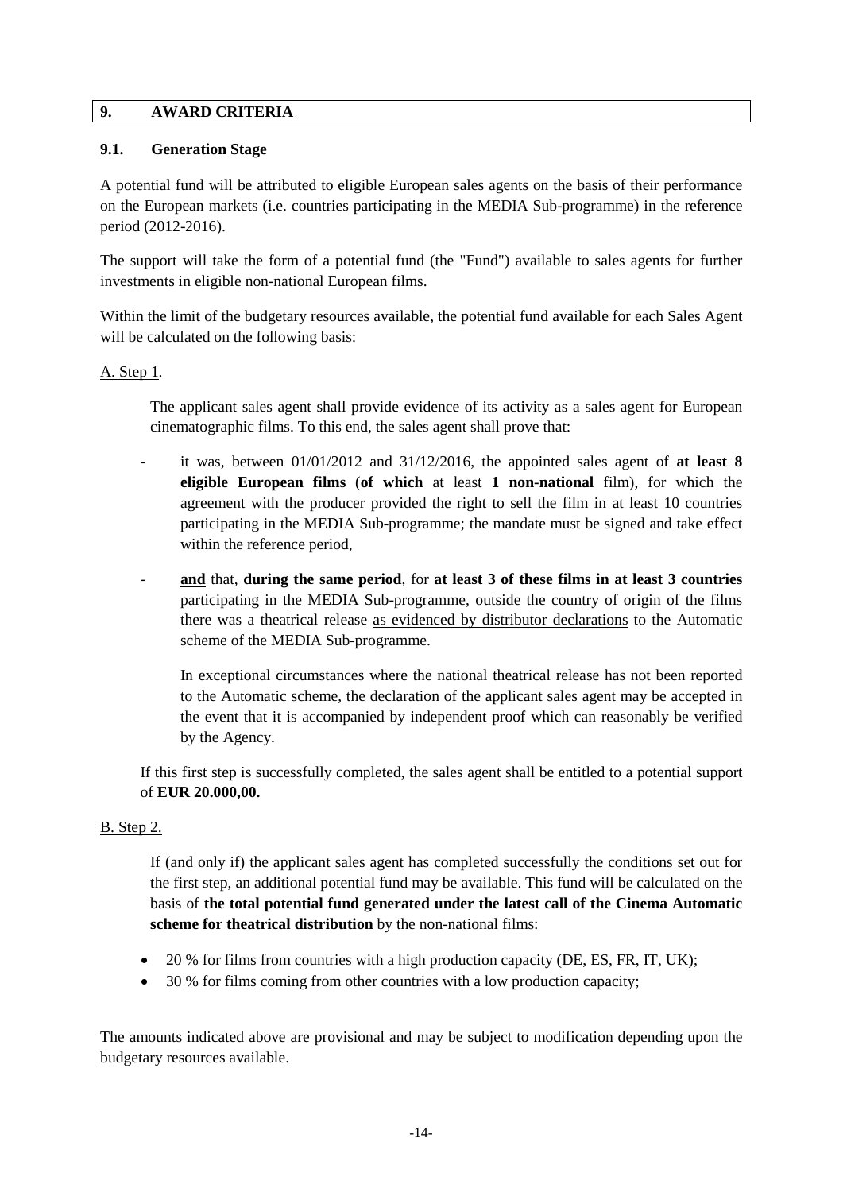## 9. AWARD CRITERIA

### 9.1. Generation Stage

A potential fund will be attributed to eligible European sales agents on the basis of their performance on the European markets (i.e. countries participating in the MEDIA Sub-programme) in the reference period (2012-2016).

The support will take the form of a potential fund (the "Fund") available to sales agents for further investments in eligible non-national European films.

Within the limit of the budgetary resources available, the potential fund available for each Sales Agent will be calculated on the following basis:

A. Step 1.

The applicant sales agent shall provide evidence of its activity as a sales agent for European cinematographic films. To this end, the sales agent shall prove that:

- it was, between 01/01/2012 and 31/12/2016, the appointed sales agent of **at least 8 eligible European films** (**of which** at least **1 non-national** film), for which the agreement with the producer provided the right to sell the film in at least 10 countries participating in the MEDIA Sub-programme; the mandate must be signed and take effect within the reference period,

- **and** that, **during the same period**, for **at least 3 of these films in at least 3 countries** participating in the MEDIA Sub-programme, outside the country of origin of the films there was a theatrical release as evidenced by distributor declarations to the Automatic scheme of the MEDIA Sub-programme.

  In exceptional circumstances where the national theatrical release has not been reported to the Automatic scheme, the declaration of the applicant sales agent may be accepted in the event that it is accompanied by independent proof which can reasonably be verified by the Agency.

If this first step is successfully completed, the sales agent shall be entitled to a potential support of **EUR 20.000,00.**

B. Step 2.

If (and only if) the applicant sales agent has completed successfully the conditions set out for the first step, an additional potential fund may be available. This fund will be calculated on the basis of **the total potential fund generated under the latest call of the Cinema Automatic scheme for theatrical distribution** by the non-national films:

- 20 % for films from countries with a high production capacity (DE, ES, FR, IT, UK);
- 30 % for films coming from other countries with a low production capacity;

The amounts indicated above are provisional and may be subject to modification depending upon the budgetary resources available.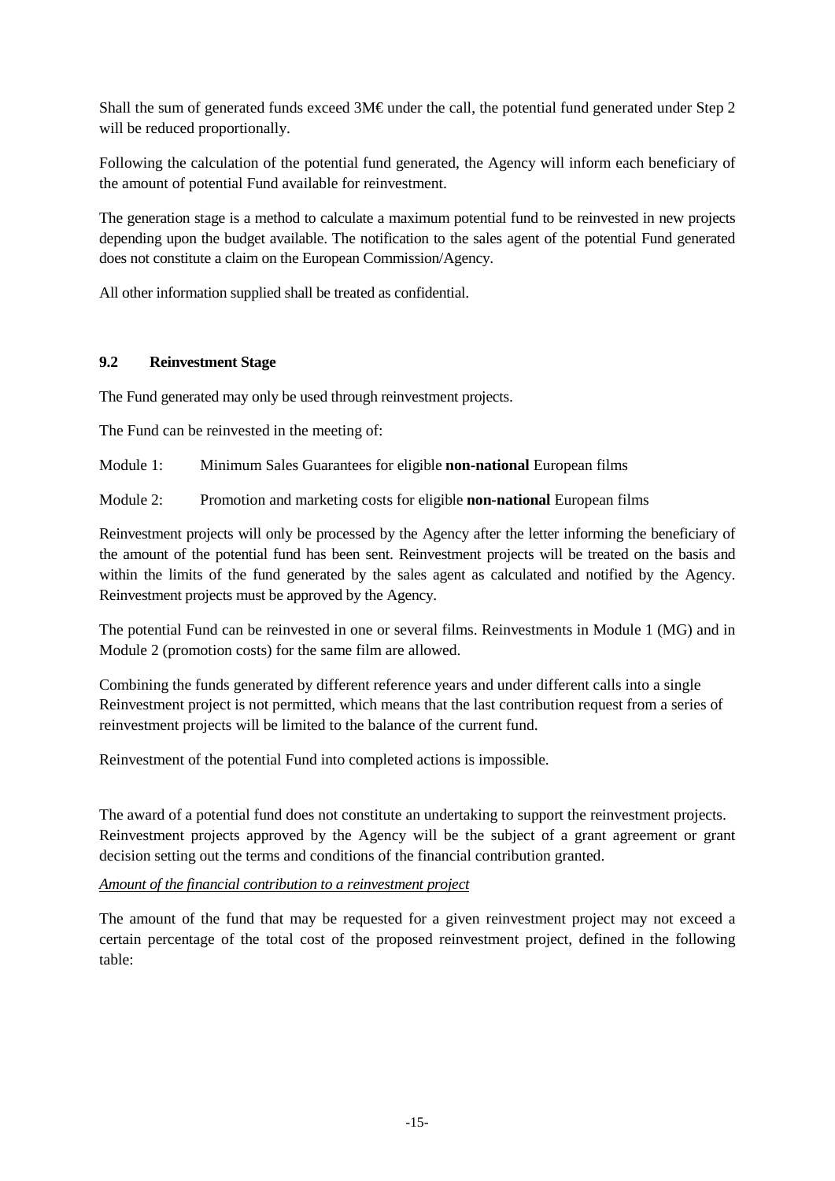Shall the sum of generated funds exceed 3M€ under the call, the potential fund generated under Step 2 will be reduced proportionally.

Following the calculation of the potential fund generated, the Agency will inform each beneficiary of the amount of potential Fund available for reinvestment.

The generation stage is a method to calculate a maximum potential fund to be reinvested in new projects depending upon the budget available. The notification to the sales agent of the potential Fund generated does not constitute a claim on the European Commission/Agency.

All other information supplied shall be treated as confidential.

### 9.2 Reinvestment Stage

The Fund generated may only be used through reinvestment projects.

The Fund can be reinvested in the meeting of:

Module 1: Minimum Sales Guarantees for eligible **non-national** European films

Module 2: Promotion and marketing costs for eligible **non-national** European films

Reinvestment projects will only be processed by the Agency after the letter informing the beneficiary of the amount of the potential fund has been sent. Reinvestment projects will be treated on the basis and within the limits of the fund generated by the sales agent as calculated and notified by the Agency. Reinvestment projects must be approved by the Agency.

The potential Fund can be reinvested in one or several films. Reinvestments in Module 1 (MG) and in Module 2 (promotion costs) for the same film are allowed.

Combining the funds generated by different reference years and under different calls into a single Reinvestment project is not permitted, which means that the last contribution request from a series of reinvestment projects will be limited to the balance of the current fund.

Reinvestment of the potential Fund into completed actions is impossible.

The award of a potential fund does not constitute an undertaking to support the reinvestment projects. Reinvestment projects approved by the Agency will be the subject of a grant agreement or grant decision setting out the terms and conditions of the financial contribution granted.

*Amount of the financial contribution to a reinvestment project*

The amount of the fund that may be requested for a given reinvestment project may not exceed a certain percentage of the total cost of the proposed reinvestment project, defined in the following table: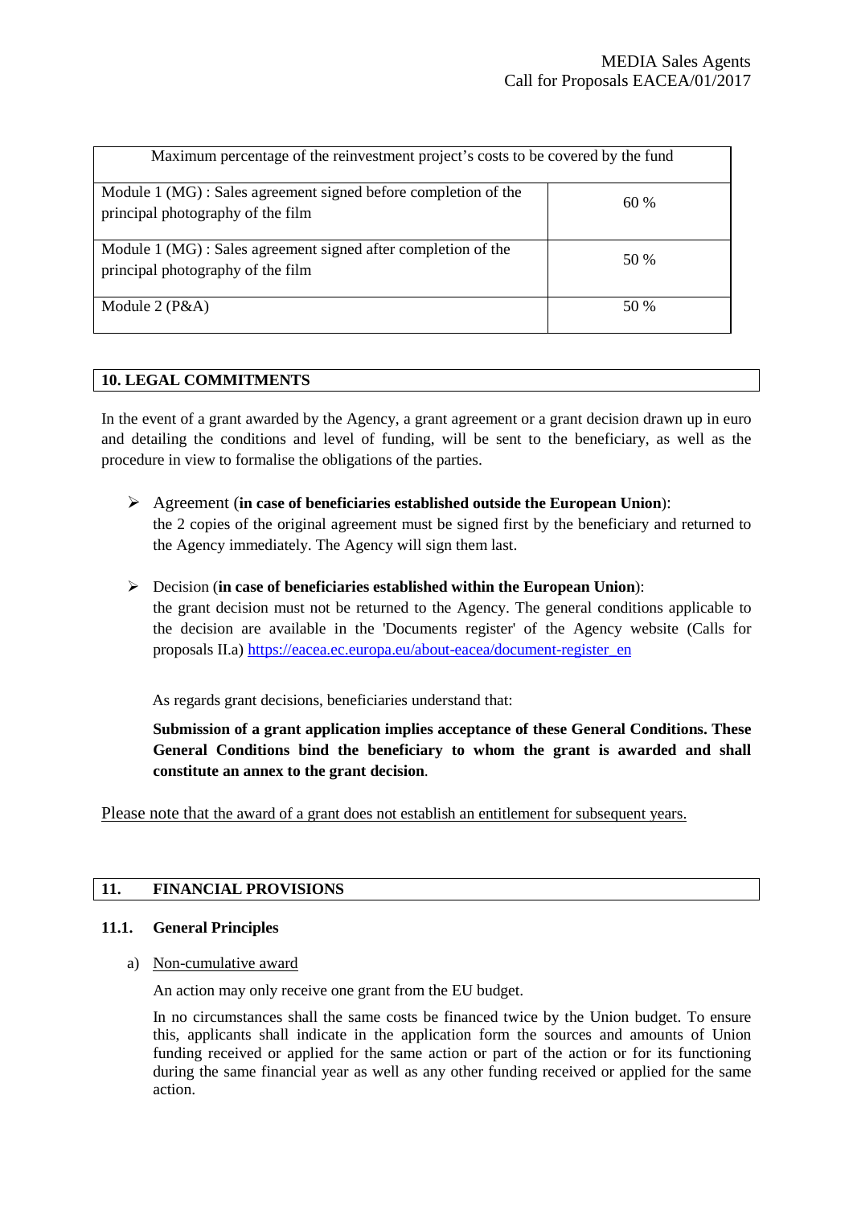| Maximum percentage of the reinvestment project's costs to be covered by the fund | |
|---|---|
| Module 1 (MG) : Sales agreement signed before completion of the principal photography of the film | 60 % |
| Module 1 (MG) : Sales agreement signed after completion of the principal photography of the film | 50 % |
| Module 2 (P&A) | 50 % |

## 10. LEGAL COMMITMENTS

In the event of a grant awarded by the Agency, a grant agreement or a grant decision drawn up in euro and detailing the conditions and level of funding, will be sent to the beneficiary, as well as the procedure in view to formalise the obligations of the parties.

- Agreement (**in case of beneficiaries established outside the European Union**):
  the 2 copies of the original agreement must be signed first by the beneficiary and returned to the Agency immediately. The Agency will sign them last.

- Decision (**in case of beneficiaries established within the European Union**):
  the grant decision must not be returned to the Agency. The general conditions applicable to the decision are available in the 'Documents register' of the Agency website (Calls for proposals II.a) https://eacea.ec.europa.eu/about-eacea/document-register_en

  As regards grant decisions, beneficiaries understand that:

  **Submission of a grant application implies acceptance of these General Conditions. These General Conditions bind the beneficiary to whom the grant is awarded and shall constitute an annex to the grant decision**.

Please note that the award of a grant does not establish an entitlement for subsequent years.

## 11. FINANCIAL PROVISIONS

### 11.1. General Principles

a) Non-cumulative award

An action may only receive one grant from the EU budget.

In no circumstances shall the same costs be financed twice by the Union budget. To ensure this, applicants shall indicate in the application form the sources and amounts of Union funding received or applied for the same action or part of the action or for its functioning during the same financial year as well as any other funding received or applied for the same action.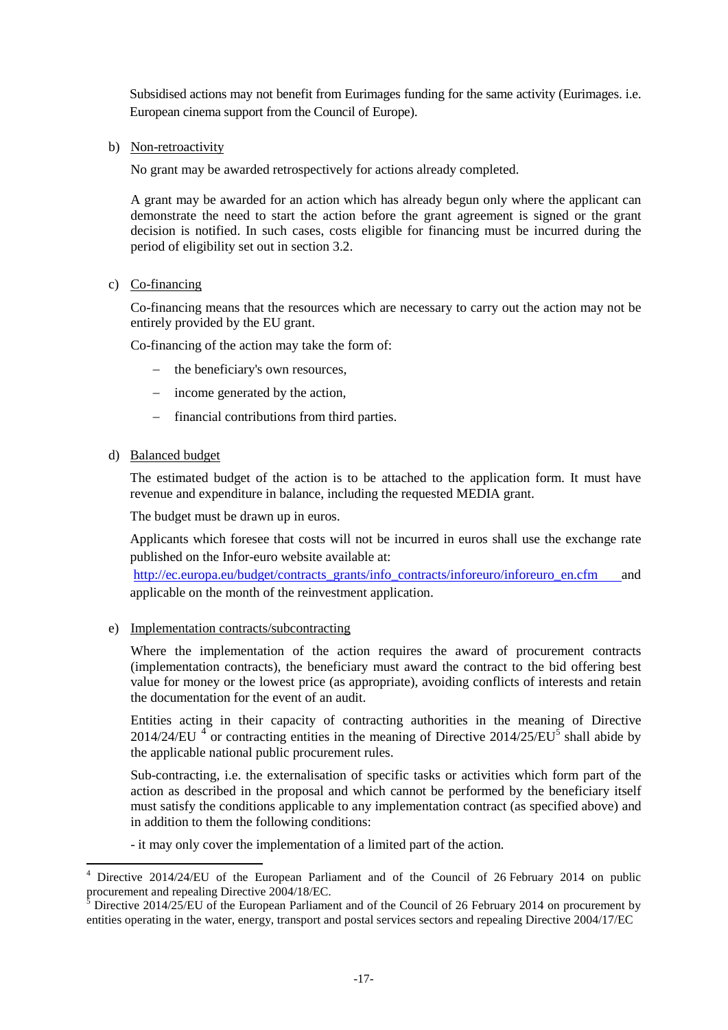Subsidised actions may not benefit from Eurimages funding for the same activity (Eurimages. i.e. European cinema support from the Council of Europe).

b) Non-retroactivity

No grant may be awarded retrospectively for actions already completed.

A grant may be awarded for an action which has already begun only where the applicant can demonstrate the need to start the action before the grant agreement is signed or the grant decision is notified. In such cases, costs eligible for financing must be incurred during the period of eligibility set out in section 3.2.

c) Co-financing

Co-financing means that the resources which are necessary to carry out the action may not be entirely provided by the EU grant.

Co-financing of the action may take the form of:

- the beneficiary's own resources,
- income generated by the action,
- financial contributions from third parties.

d) Balanced budget

The estimated budget of the action is to be attached to the application form. It must have revenue and expenditure in balance, including the requested MEDIA grant.

The budget must be drawn up in euros.

Applicants which foresee that costs will not be incurred in euros shall use the exchange rate published on the Infor-euro website available at: http://ec.europa.eu/budget/contracts_grants/info_contracts/inforeuro/inforeuro_en.cfm and applicable on the month of the reinvestment application.

e) Implementation contracts/subcontracting

Where the implementation of the action requires the award of procurement contracts (implementation contracts), the beneficiary must award the contract to the bid offering best value for money or the lowest price (as appropriate), avoiding conflicts of interests and retain the documentation for the event of an audit.

Entities acting in their capacity of contracting authorities in the meaning of Directive 2014/24/EU [4] or contracting entities in the meaning of Directive 2014/25/EU[5] shall abide by the applicable national public procurement rules.

Sub-contracting, i.e. the externalisation of specific tasks or activities which form part of the action as described in the proposal and which cannot be performed by the beneficiary itself must satisfy the conditions applicable to any implementation contract (as specified above) and in addition to them the following conditions:

- it may only cover the implementation of a limited part of the action.

---

[4] Directive 2014/24/EU of the European Parliament and of the Council of 26 February 2014 on public procurement and repealing Directive 2004/18/EC.

[5] Directive 2014/25/EU of the European Parliament and of the Council of 26 February 2014 on procurement by entities operating in the water, energy, transport and postal services sectors and repealing Directive 2004/17/EC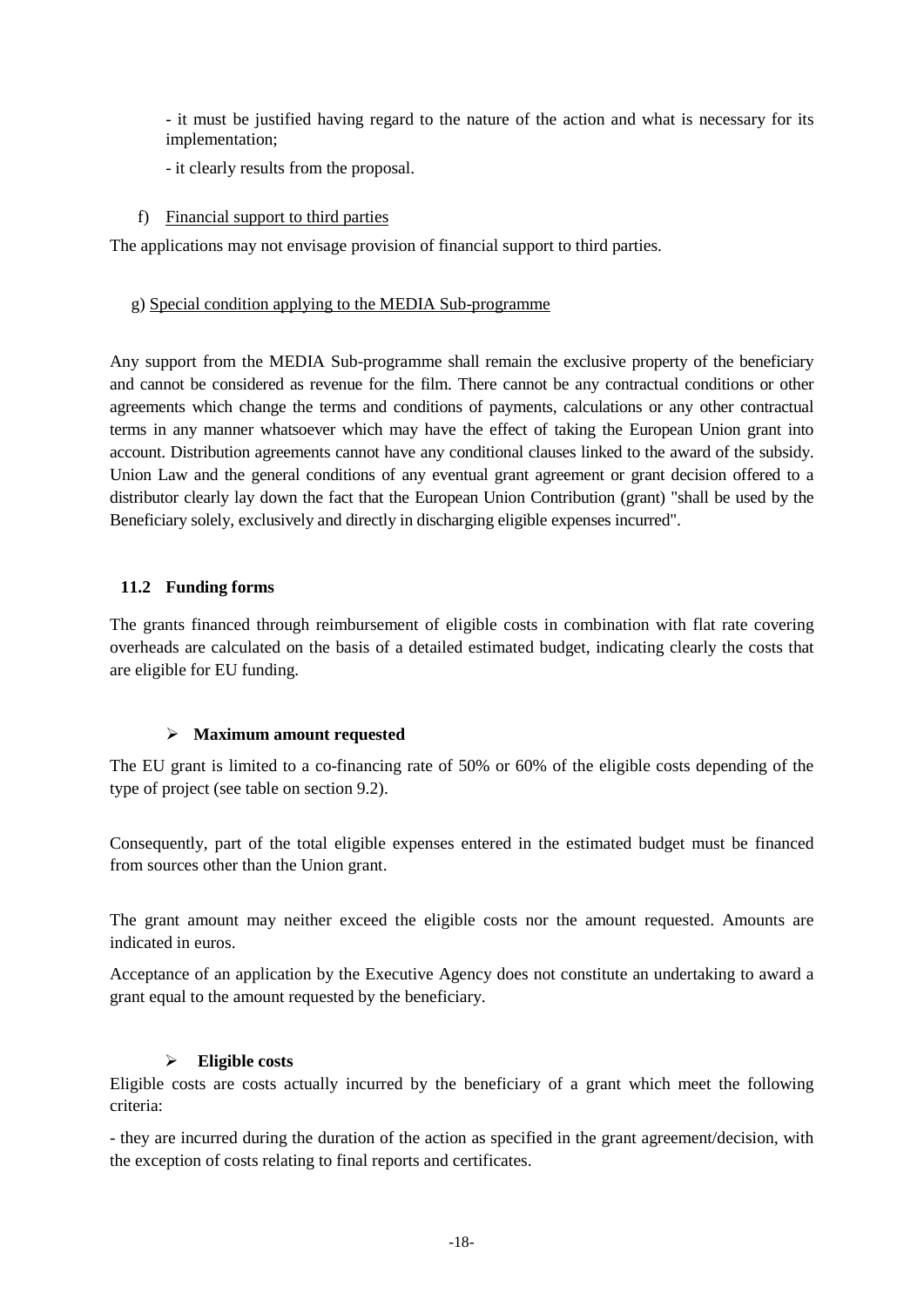- it must be justified having regard to the nature of the action and what is necessary for its implementation;

- it clearly results from the proposal.

f) Financial support to third parties

The applications may not envisage provision of financial support to third parties.

g) Special condition applying to the MEDIA Sub-programme

Any support from the MEDIA Sub-programme shall remain the exclusive property of the beneficiary and cannot be considered as revenue for the film. There cannot be any contractual conditions or other agreements which change the terms and conditions of payments, calculations or any other contractual terms in any manner whatsoever which may have the effect of taking the European Union grant into account. Distribution agreements cannot have any conditional clauses linked to the award of the subsidy. Union Law and the general conditions of any eventual grant agreement or grant decision offered to a distributor clearly lay down the fact that the European Union Contribution (grant) "shall be used by the Beneficiary solely, exclusively and directly in discharging eligible expenses incurred".

### 11.2 Funding forms

The grants financed through reimbursement of eligible costs in combination with flat rate covering overheads are calculated on the basis of a detailed estimated budget, indicating clearly the costs that are eligible for EU funding.

- **Maximum amount requested**

The EU grant is limited to a co-financing rate of 50% or 60% of the eligible costs depending of the type of project (see table on section 9.2).

Consequently, part of the total eligible expenses entered in the estimated budget must be financed from sources other than the Union grant.

The grant amount may neither exceed the eligible costs nor the amount requested. Amounts are indicated in euros.

Acceptance of an application by the Executive Agency does not constitute an undertaking to award a grant equal to the amount requested by the beneficiary.

- **Eligible costs**

Eligible costs are costs actually incurred by the beneficiary of a grant which meet the following criteria:

- they are incurred during the duration of the action as specified in the grant agreement/decision, with the exception of costs relating to final reports and certificates.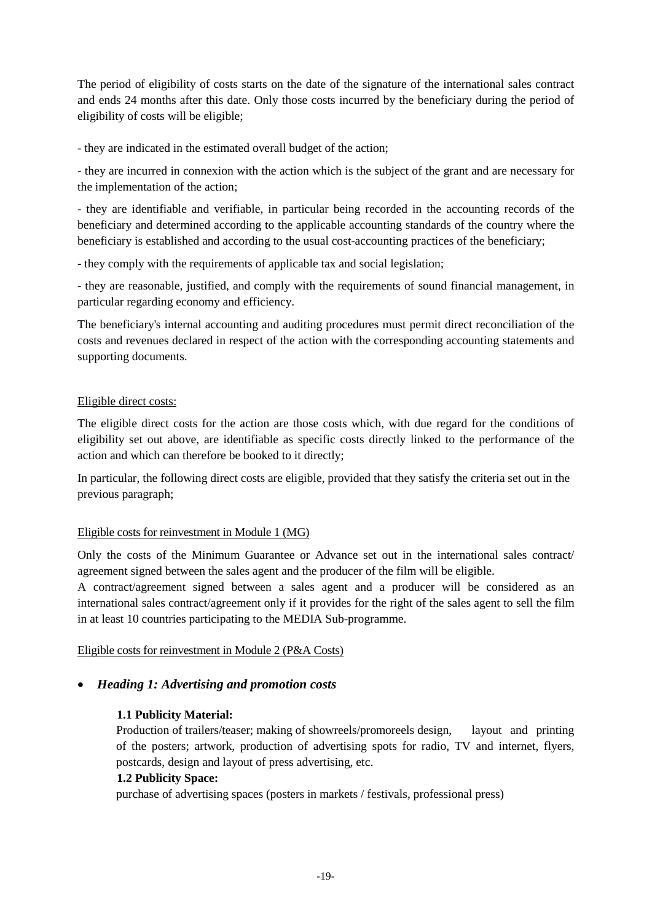The period of eligibility of costs starts on the date of the signature of the international sales contract and ends 24 months after this date. Only those costs incurred by the beneficiary during the period of eligibility of costs will be eligible;

- they are indicated in the estimated overall budget of the action;

- they are incurred in connexion with the action which is the subject of the grant and are necessary for the implementation of the action;

- they are identifiable and verifiable, in particular being recorded in the accounting records of the beneficiary and determined according to the applicable accounting standards of the country where the beneficiary is established and according to the usual cost-accounting practices of the beneficiary;

- they comply with the requirements of applicable tax and social legislation;

- they are reasonable, justified, and comply with the requirements of sound financial management, in particular regarding economy and efficiency.

The beneficiary's internal accounting and auditing procedures must permit direct reconciliation of the costs and revenues declared in respect of the action with the corresponding accounting statements and supporting documents.

<u>Eligible direct costs:</u>

The eligible direct costs for the action are those costs which, with due regard for the conditions of eligibility set out above, are identifiable as specific costs directly linked to the performance of the action and which can therefore be booked to it directly;

In particular, the following direct costs are eligible, provided that they satisfy the criteria set out in the previous paragraph;

<u>Eligible costs for reinvestment in Module 1 (MG)</u>

Only the costs of the Minimum Guarantee or Advance set out in the international sales contract/ agreement signed between the sales agent and the producer of the film will be eligible.
A contract/agreement signed between a sales agent and a producer will be considered as an international sales contract/agreement only if it provides for the right of the sales agent to sell the film in at least 10 countries participating to the MEDIA Sub-programme.

<u>Eligible costs for reinvestment in Module 2 (P&A Costs)</u>

- ***Heading 1: Advertising and promotion costs***

  **1.1 Publicity Material:**
  Production of trailers/teaser; making of showreels/promoreels design, layout and printing of the posters; artwork, production of advertising spots for radio, TV and internet, flyers, postcards, design and layout of press advertising, etc.

  **1.2 Publicity Space:**
  purchase of advertising spaces (posters in markets / festivals, professional press)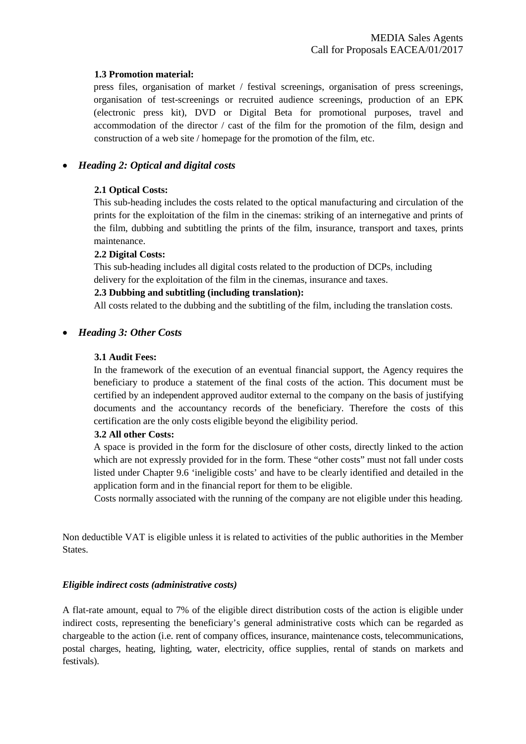**1.3 Promotion material:**

press files, organisation of market / festival screenings, organisation of press screenings, organisation of test-screenings or recruited audience screenings, production of an EPK (electronic press kit), DVD or Digital Beta for promotional purposes, travel and accommodation of the director / cast of the film for the promotion of the film, design and construction of a web site / homepage for the promotion of the film, etc.

- ***Heading 2: Optical and digital costs***

**2.1 Optical Costs:**

This sub-heading includes the costs related to the optical manufacturing and circulation of the prints for the exploitation of the film in the cinemas: striking of an internegative and prints of the film, dubbing and subtitling the prints of the film, insurance, transport and taxes, prints maintenance.

**2.2 Digital Costs:**

This sub-heading includes all digital costs related to the production of DCPs, including delivery for the exploitation of the film in the cinemas, insurance and taxes.

**2.3 Dubbing and subtitling (including translation):**

All costs related to the dubbing and the subtitling of the film, including the translation costs.

- ***Heading 3: Other Costs***

**3.1 Audit Fees:**

In the framework of the execution of an eventual financial support, the Agency requires the beneficiary to produce a statement of the final costs of the action. This document must be certified by an independent approved auditor external to the company on the basis of justifying documents and the accountancy records of the beneficiary. Therefore the costs of this certification are the only costs eligible beyond the eligibility period.

**3.2 All other Costs:**

A space is provided in the form for the disclosure of other costs, directly linked to the action which are not expressly provided for in the form. These "other costs" must not fall under costs listed under Chapter 9.6 'ineligible costs' and have to be clearly identified and detailed in the application form and in the financial report for them to be eligible.

Costs normally associated with the running of the company are not eligible under this heading.

Non deductible VAT is eligible unless it is related to activities of the public authorities in the Member States.

***Eligible indirect costs (administrative costs)***

A flat-rate amount, equal to 7% of the eligible direct distribution costs of the action is eligible under indirect costs, representing the beneficiary's general administrative costs which can be regarded as chargeable to the action (i.e. rent of company offices, insurance, maintenance costs, telecommunications, postal charges, heating, lighting, water, electricity, office supplies, rental of stands on markets and festivals).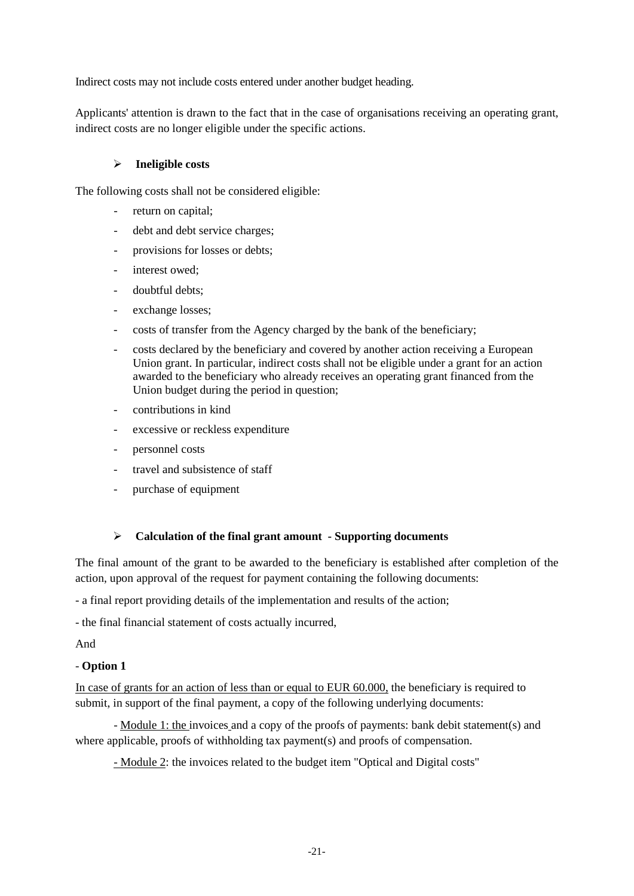Indirect costs may not include costs entered under another budget heading.

Applicants' attention is drawn to the fact that in the case of organisations receiving an operating grant, indirect costs are no longer eligible under the specific actions.

- **Ineligible costs**

The following costs shall not be considered eligible:

- return on capital;
- debt and debt service charges;
- provisions for losses or debts;
- interest owed;
- doubtful debts;
- exchange losses;
- costs of transfer from the Agency charged by the bank of the beneficiary;
- costs declared by the beneficiary and covered by another action receiving a European Union grant. In particular, indirect costs shall not be eligible under a grant for an action awarded to the beneficiary who already receives an operating grant financed from the Union budget during the period in question;
- contributions in kind
- excessive or reckless expenditure
- personnel costs
- travel and subsistence of staff
- purchase of equipment

- **Calculation of the final grant amount - Supporting documents**

The final amount of the grant to be awarded to the beneficiary is established after completion of the action, upon approval of the request for payment containing the following documents:

- a final report providing details of the implementation and results of the action;

- the final financial statement of costs actually incurred,

And

- **Option 1**

In case of grants for an action of less than or equal to EUR 60.000, the beneficiary is required to submit, in support of the final payment, a copy of the following underlying documents:

- Module 1: the invoices and a copy of the proofs of payments: bank debit statement(s) and where applicable, proofs of withholding tax payment(s) and proofs of compensation.

- Module 2: the invoices related to the budget item "Optical and Digital costs"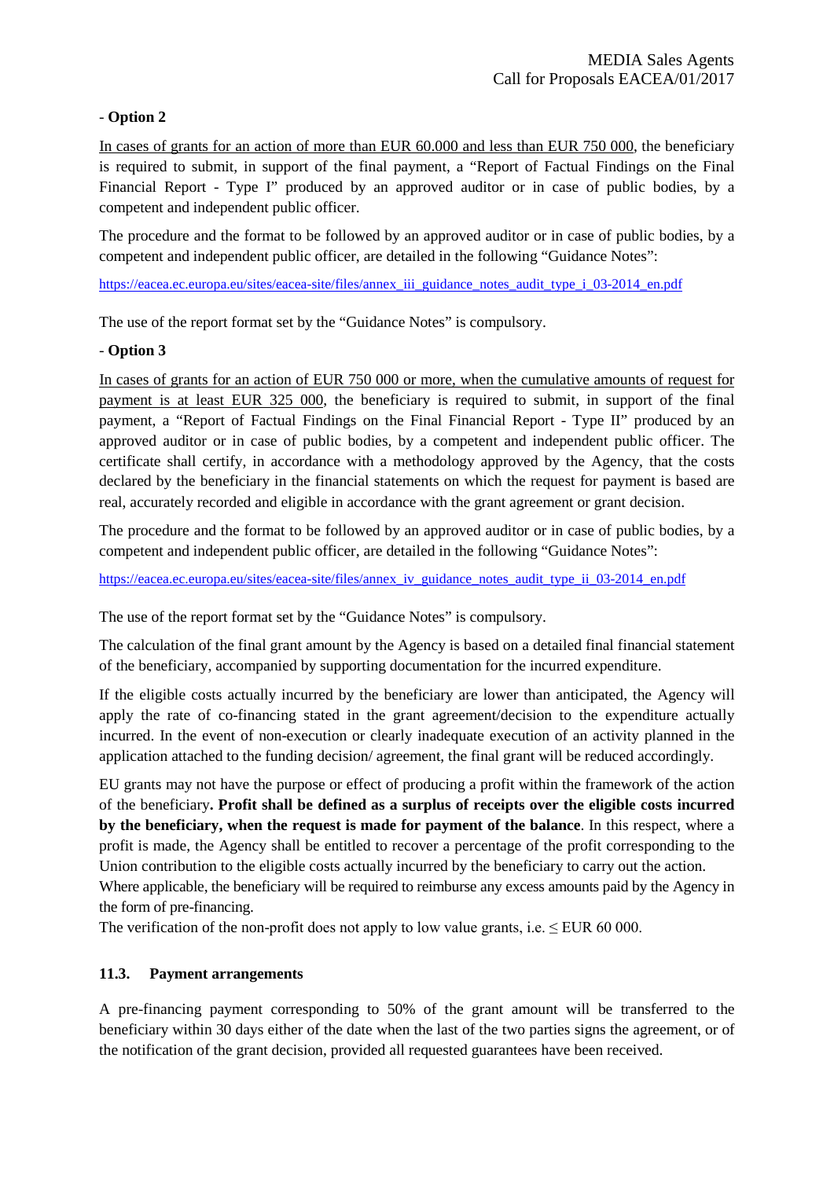- **Option 2**

In cases of grants for an action of more than EUR 60.000 and less than EUR 750 000, the beneficiary is required to submit, in support of the final payment, a "Report of Factual Findings on the Final Financial Report - Type I" produced by an approved auditor or in case of public bodies, by a competent and independent public officer.

The procedure and the format to be followed by an approved auditor or in case of public bodies, by a competent and independent public officer, are detailed in the following "Guidance Notes":

https://eacea.ec.europa.eu/sites/eacea-site/files/annex_iii_guidance_notes_audit_type_i_03-2014_en.pdf

The use of the report format set by the "Guidance Notes" is compulsory.

- **Option 3**

In cases of grants for an action of EUR 750 000 or more, when the cumulative amounts of request for payment is at least EUR 325 000, the beneficiary is required to submit, in support of the final payment, a "Report of Factual Findings on the Final Financial Report - Type II" produced by an approved auditor or in case of public bodies, by a competent and independent public officer. The certificate shall certify, in accordance with a methodology approved by the Agency, that the costs declared by the beneficiary in the financial statements on which the request for payment is based are real, accurately recorded and eligible in accordance with the grant agreement or grant decision.

The procedure and the format to be followed by an approved auditor or in case of public bodies, by a competent and independent public officer, are detailed in the following "Guidance Notes":

https://eacea.ec.europa.eu/sites/eacea-site/files/annex_iv_guidance_notes_audit_type_ii_03-2014_en.pdf

The use of the report format set by the "Guidance Notes" is compulsory.

The calculation of the final grant amount by the Agency is based on a detailed final financial statement of the beneficiary, accompanied by supporting documentation for the incurred expenditure.

If the eligible costs actually incurred by the beneficiary are lower than anticipated, the Agency will apply the rate of co-financing stated in the grant agreement/decision to the expenditure actually incurred. In the event of non-execution or clearly inadequate execution of an activity planned in the application attached to the funding decision/ agreement, the final grant will be reduced accordingly.

EU grants may not have the purpose or effect of producing a profit within the framework of the action of the beneficiary**. Profit shall be defined as a surplus of receipts over the eligible costs incurred by the beneficiary, when the request is made for payment of the balance**. In this respect, where a profit is made, the Agency shall be entitled to recover a percentage of the profit corresponding to the Union contribution to the eligible costs actually incurred by the beneficiary to carry out the action.
Where applicable, the beneficiary will be required to reimburse any excess amounts paid by the Agency in the form of pre-financing.
The verification of the non-profit does not apply to low value grants, i.e. ≤ EUR 60 000.

### 11.3. Payment arrangements

A pre-financing payment corresponding to 50% of the grant amount will be transferred to the beneficiary within 30 days either of the date when the last of the two parties signs the agreement, or of the notification of the grant decision, provided all requested guarantees have been received.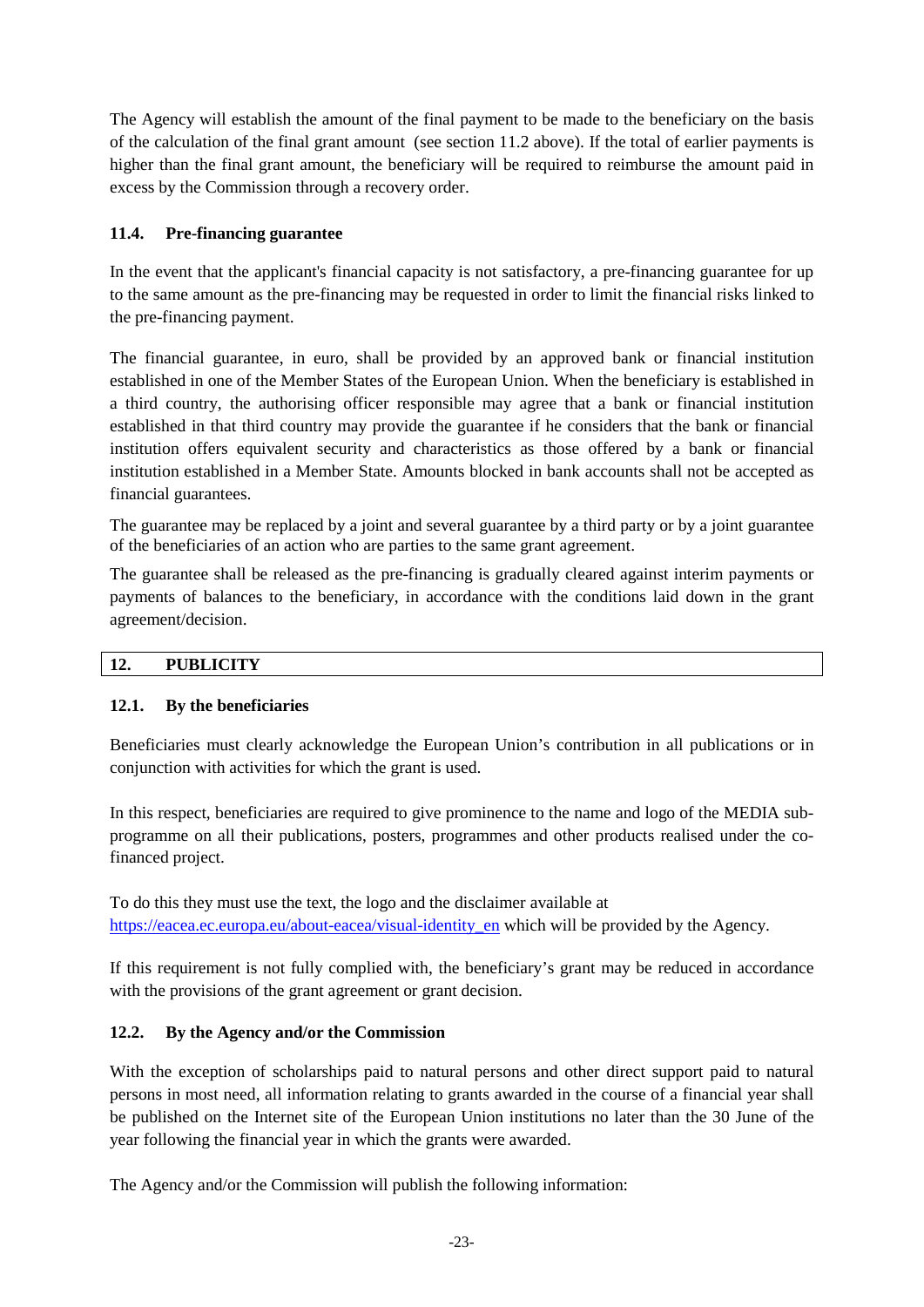The Agency will establish the amount of the final payment to be made to the beneficiary on the basis of the calculation of the final grant amount (see section 11.2 above). If the total of earlier payments is higher than the final grant amount, the beneficiary will be required to reimburse the amount paid in excess by the Commission through a recovery order.

### 11.4. Pre-financing guarantee

In the event that the applicant's financial capacity is not satisfactory, a pre-financing guarantee for up to the same amount as the pre-financing may be requested in order to limit the financial risks linked to the pre-financing payment.

The financial guarantee, in euro, shall be provided by an approved bank or financial institution established in one of the Member States of the European Union. When the beneficiary is established in a third country, the authorising officer responsible may agree that a bank or financial institution established in that third country may provide the guarantee if he considers that the bank or financial institution offers equivalent security and characteristics as those offered by a bank or financial institution established in a Member State. Amounts blocked in bank accounts shall not be accepted as financial guarantees.

The guarantee may be replaced by a joint and several guarantee by a third party or by a joint guarantee of the beneficiaries of an action who are parties to the same grant agreement.

The guarantee shall be released as the pre-financing is gradually cleared against interim payments or payments of balances to the beneficiary, in accordance with the conditions laid down in the grant agreement/decision.

## 12. PUBLICITY

### 12.1. By the beneficiaries

Beneficiaries must clearly acknowledge the European Union's contribution in all publications or in conjunction with activities for which the grant is used.

In this respect, beneficiaries are required to give prominence to the name and logo of the MEDIA sub-programme on all their publications, posters, programmes and other products realised under the co-financed project.

To do this they must use the text, the logo and the disclaimer available at https://eacea.ec.europa.eu/about-eacea/visual-identity_en which will be provided by the Agency.

If this requirement is not fully complied with, the beneficiary's grant may be reduced in accordance with the provisions of the grant agreement or grant decision.

### 12.2. By the Agency and/or the Commission

With the exception of scholarships paid to natural persons and other direct support paid to natural persons in most need, all information relating to grants awarded in the course of a financial year shall be published on the Internet site of the European Union institutions no later than the 30 June of the year following the financial year in which the grants were awarded.

The Agency and/or the Commission will publish the following information: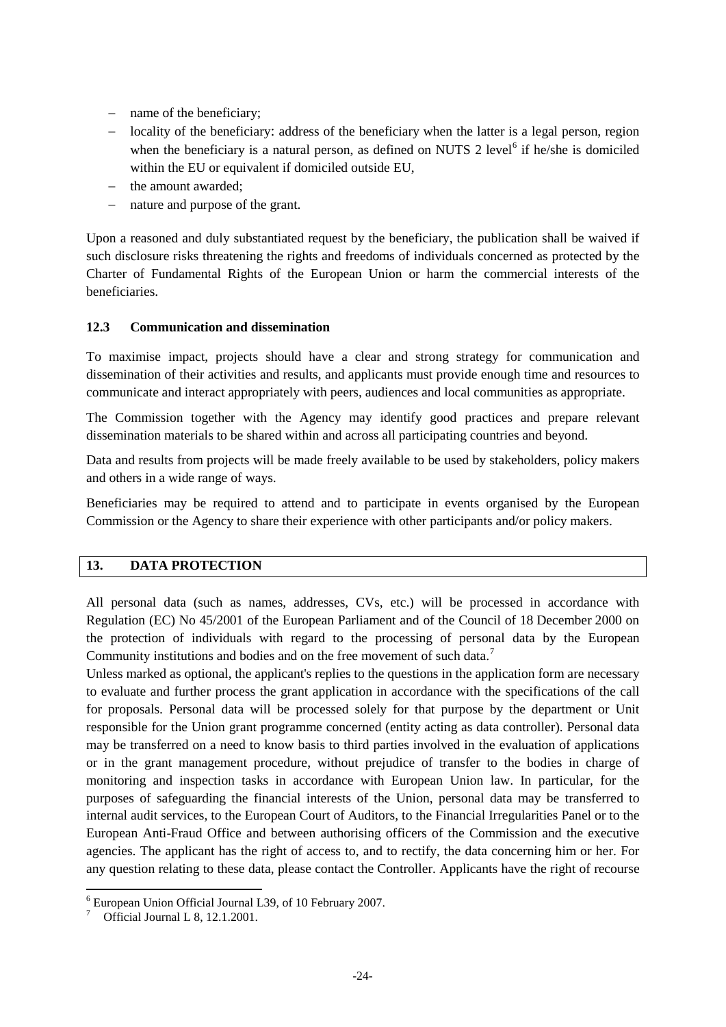- name of the beneficiary;
- locality of the beneficiary: address of the beneficiary when the latter is a legal person, region when the beneficiary is a natural person, as defined on NUTS 2 level[6] if he/she is domiciled within the EU or equivalent if domiciled outside EU,
- the amount awarded;
- nature and purpose of the grant.

Upon a reasoned and duly substantiated request by the beneficiary, the publication shall be waived if such disclosure risks threatening the rights and freedoms of individuals concerned as protected by the Charter of Fundamental Rights of the European Union or harm the commercial interests of the beneficiaries.

### 12.3 Communication and dissemination

To maximise impact, projects should have a clear and strong strategy for communication and dissemination of their activities and results, and applicants must provide enough time and resources to communicate and interact appropriately with peers, audiences and local communities as appropriate.

The Commission together with the Agency may identify good practices and prepare relevant dissemination materials to be shared within and across all participating countries and beyond.

Data and results from projects will be made freely available to be used by stakeholders, policy makers and others in a wide range of ways.

Beneficiaries may be required to attend and to participate in events organised by the European Commission or the Agency to share their experience with other participants and/or policy makers.

## 13. DATA PROTECTION

All personal data (such as names, addresses, CVs, etc.) will be processed in accordance with Regulation (EC) No 45/2001 of the European Parliament and of the Council of 18 December 2000 on the protection of individuals with regard to the processing of personal data by the European Community institutions and bodies and on the free movement of such data.[7]

Unless marked as optional, the applicant's replies to the questions in the application form are necessary to evaluate and further process the grant application in accordance with the specifications of the call for proposals. Personal data will be processed solely for that purpose by the department or Unit responsible for the Union grant programme concerned (entity acting as data controller). Personal data may be transferred on a need to know basis to third parties involved in the evaluation of applications or in the grant management procedure, without prejudice of transfer to the bodies in charge of monitoring and inspection tasks in accordance with European Union law. In particular, for the purposes of safeguarding the financial interests of the Union, personal data may be transferred to internal audit services, to the European Court of Auditors, to the Financial Irregularities Panel or to the European Anti-Fraud Office and between authorising officers of the Commission and the executive agencies. The applicant has the right of access to, and to rectify, the data concerning him or her. For any question relating to these data, please contact the Controller. Applicants have the right of recourse

---

[6] European Union Official Journal L39, of 10 February 2007.

[7] Official Journal L 8, 12.1.2001.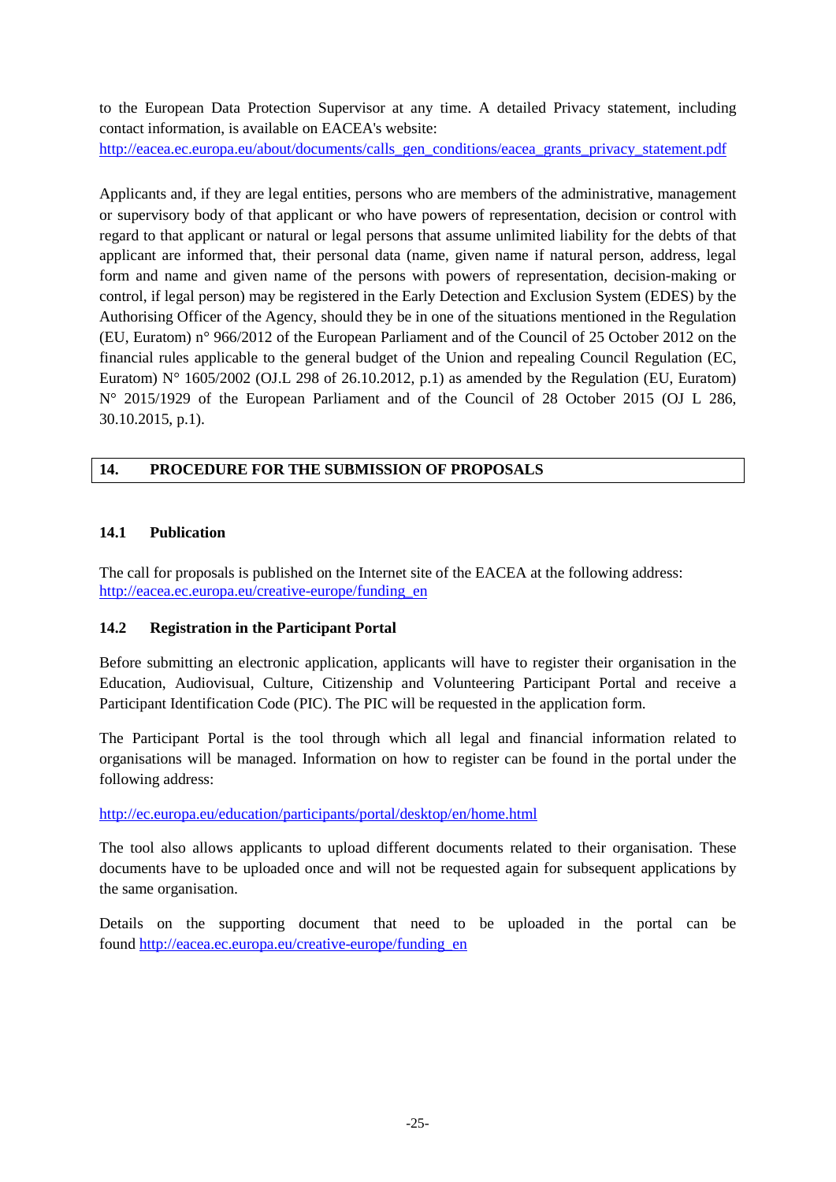to the European Data Protection Supervisor at any time. A detailed Privacy statement, including contact information, is available on EACEA's website:
http://eacea.ec.europa.eu/about/documents/calls_gen_conditions/eacea_grants_privacy_statement.pdf

Applicants and, if they are legal entities, persons who are members of the administrative, management or supervisory body of that applicant or who have powers of representation, decision or control with regard to that applicant or natural or legal persons that assume unlimited liability for the debts of that applicant are informed that, their personal data (name, given name if natural person, address, legal form and name and given name of the persons with powers of representation, decision-making or control, if legal person) may be registered in the Early Detection and Exclusion System (EDES) by the Authorising Officer of the Agency, should they be in one of the situations mentioned in the Regulation (EU, Euratom) n° 966/2012 of the European Parliament and of the Council of 25 October 2012 on the financial rules applicable to the general budget of the Union and repealing Council Regulation (EC, Euratom) N° 1605/2002 (OJ.L 298 of 26.10.2012, p.1) as amended by the Regulation (EU, Euratom) N° 2015/1929 of the European Parliament and of the Council of 28 October 2015 (OJ L 286, 30.10.2015, p.1).

## 14. PROCEDURE FOR THE SUBMISSION OF PROPOSALS

### 14.1 Publication

The call for proposals is published on the Internet site of the EACEA at the following address:
http://eacea.ec.europa.eu/creative-europe/funding_en

### 14.2 Registration in the Participant Portal

Before submitting an electronic application, applicants will have to register their organisation in the Education, Audiovisual, Culture, Citizenship and Volunteering Participant Portal and receive a Participant Identification Code (PIC). The PIC will be requested in the application form.

The Participant Portal is the tool through which all legal and financial information related to organisations will be managed. Information on how to register can be found in the portal under the following address:

http://ec.europa.eu/education/participants/portal/desktop/en/home.html

The tool also allows applicants to upload different documents related to their organisation. These documents have to be uploaded once and will not be requested again for subsequent applications by the same organisation.

Details on the supporting document that need to be uploaded in the portal can be found http://eacea.ec.europa.eu/creative-europe/funding_en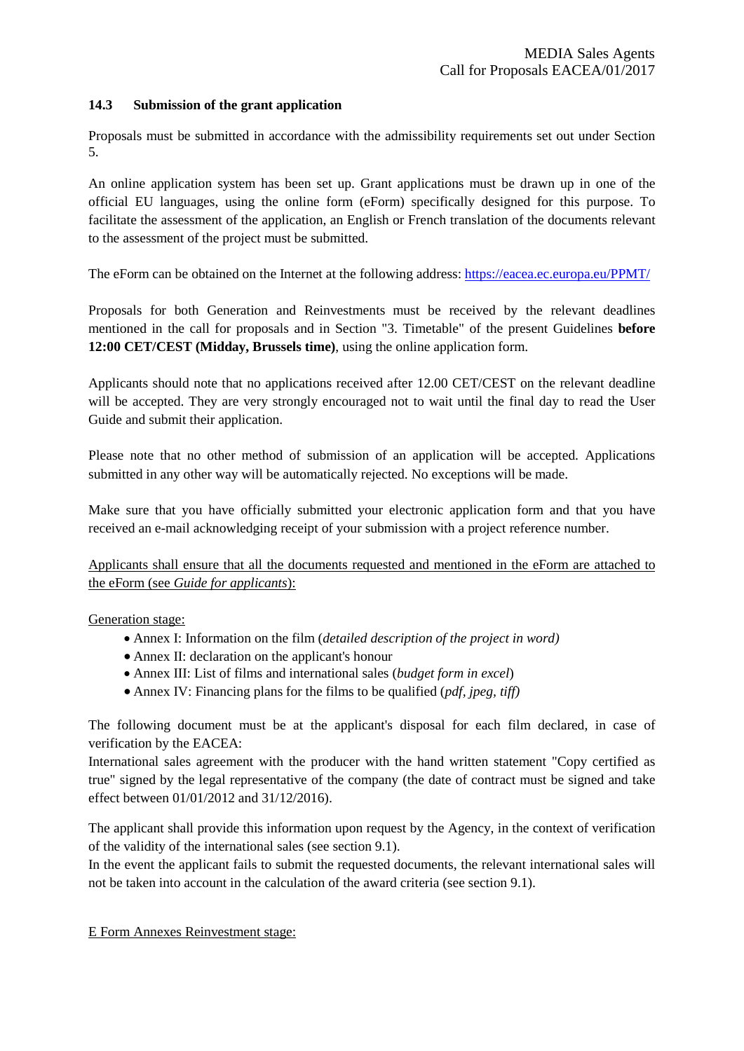### 14.3 Submission of the grant application

Proposals must be submitted in accordance with the admissibility requirements set out under Section 5.

An online application system has been set up. Grant applications must be drawn up in one of the official EU languages, using the online form (eForm) specifically designed for this purpose. To facilitate the assessment of the application, an English or French translation of the documents relevant to the assessment of the project must be submitted.

The eForm can be obtained on the Internet at the following address: https://eacea.ec.europa.eu/PPMT/

Proposals for both Generation and Reinvestments must be received by the relevant deadlines mentioned in the call for proposals and in Section "3. Timetable" of the present Guidelines **before 12:00 CET/CEST (Midday, Brussels time)**, using the online application form.

Applicants should note that no applications received after 12.00 CET/CEST on the relevant deadline will be accepted. They are very strongly encouraged not to wait until the final day to read the User Guide and submit their application.

Please note that no other method of submission of an application will be accepted. Applications submitted in any other way will be automatically rejected. No exceptions will be made.

Make sure that you have officially submitted your electronic application form and that you have received an e-mail acknowledging receipt of your submission with a project reference number.

Applicants shall ensure that all the documents requested and mentioned in the eForm are attached to the eForm (see *Guide for applicants*):

Generation stage:

- Annex I: Information on the film (*detailed description of the project in word)*
- Annex II: declaration on the applicant's honour
- Annex III: List of films and international sales (*budget form in excel*)
- Annex IV: Financing plans for the films to be qualified (*pdf, jpeg, tiff)*

The following document must be at the applicant's disposal for each film declared, in case of verification by the EACEA:
International sales agreement with the producer with the hand written statement "Copy certified as true" signed by the legal representative of the company (the date of contract must be signed and take effect between 01/01/2012 and 31/12/2016).

The applicant shall provide this information upon request by the Agency, in the context of verification of the validity of the international sales (see section 9.1).
In the event the applicant fails to submit the requested documents, the relevant international sales will not be taken into account in the calculation of the award criteria (see section 9.1).

E Form Annexes Reinvestment stage: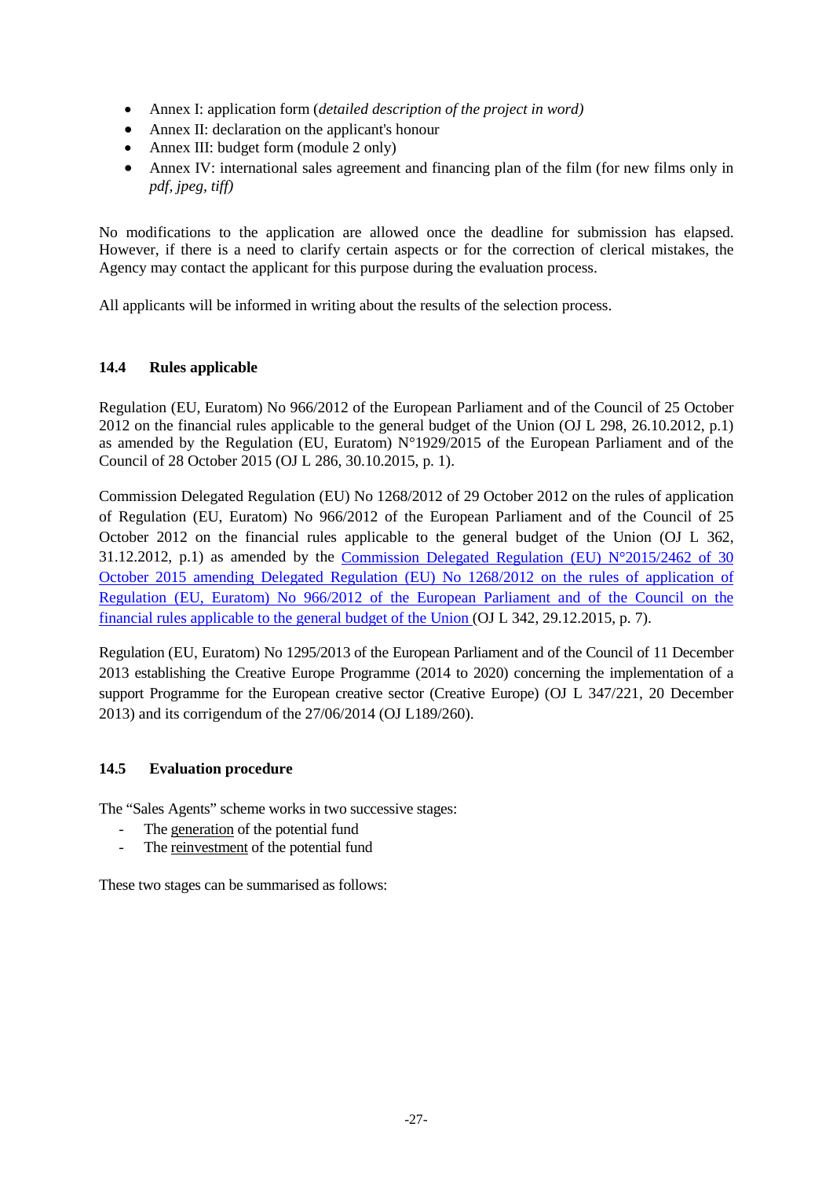- Annex I: application form (*detailed description of the project in word)*
- Annex II: declaration on the applicant's honour
- Annex III: budget form (module 2 only)
- Annex IV: international sales agreement and financing plan of the film (for new films only in *pdf, jpeg, tiff)*

No modifications to the application are allowed once the deadline for submission has elapsed. However, if there is a need to clarify certain aspects or for the correction of clerical mistakes, the Agency may contact the applicant for this purpose during the evaluation process.

All applicants will be informed in writing about the results of the selection process.

### 14.4 Rules applicable

Regulation (EU, Euratom) No 966/2012 of the European Parliament and of the Council of 25 October 2012 on the financial rules applicable to the general budget of the Union (OJ L 298, 26.10.2012, p.1) as amended by the Regulation (EU, Euratom) N°1929/2015 of the European Parliament and of the Council of 28 October 2015 (OJ L 286, 30.10.2015, p. 1).

Commission Delegated Regulation (EU) No 1268/2012 of 29 October 2012 on the rules of application of Regulation (EU, Euratom) No 966/2012 of the European Parliament and of the Council of 25 October 2012 on the financial rules applicable to the general budget of the Union (OJ L 362, 31.12.2012, p.1) as amended by the Commission Delegated Regulation (EU) N°2015/2462 of 30 October 2015 amending Delegated Regulation (EU) No 1268/2012 on the rules of application of Regulation (EU, Euratom) No 966/2012 of the European Parliament and of the Council on the financial rules applicable to the general budget of the Union (OJ L 342, 29.12.2015, p. 7).

Regulation (EU, Euratom) No 1295/2013 of the European Parliament and of the Council of 11 December 2013 establishing the Creative Europe Programme (2014 to 2020) concerning the implementation of a support Programme for the European creative sector (Creative Europe) (OJ L 347/221, 20 December 2013) and its corrigendum of the 27/06/2014 (OJ L189/260).

### 14.5 Evaluation procedure

The "Sales Agents" scheme works in two successive stages:

- The generation of the potential fund
- The reinvestment of the potential fund

These two stages can be summarised as follows: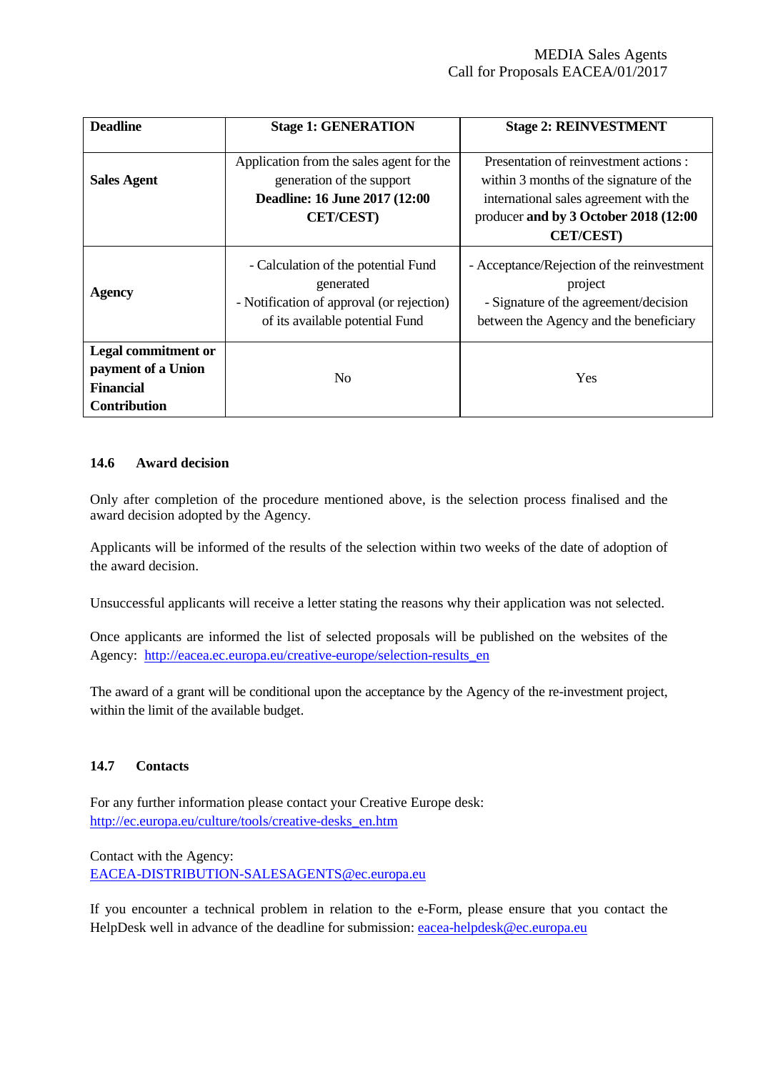| **Deadline** | **Stage 1: GENERATION** | **Stage 2: REINVESTMENT** |
|---|---|---|
| **Sales Agent** | Application from the sales agent for the generation of the support **Deadline: 16 June 2017 (12:00 CET/CEST)** | Presentation of reinvestment actions : within 3 months of the signature of the international sales agreement with the producer **and by 3 October 2018 (12:00 CET/CEST)** |
| **Agency** | - Calculation of the potential Fund generated - Notification of approval (or rejection) of its available potential Fund | - Acceptance/Rejection of the reinvestment project - Signature of the agreement/decision between the Agency and the beneficiary |
| **Legal commitment or payment of a Union Financial Contribution** | No | Yes |

### 14.6 Award decision

Only after completion of the procedure mentioned above, is the selection process finalised and the award decision adopted by the Agency.

Applicants will be informed of the results of the selection within two weeks of the date of adoption of the award decision.

Unsuccessful applicants will receive a letter stating the reasons why their application was not selected.

Once applicants are informed the list of selected proposals will be published on the websites of the Agency: http://eacea.ec.europa.eu/creative-europe/selection-results_en

The award of a grant will be conditional upon the acceptance by the Agency of the re-investment project, within the limit of the available budget.

### 14.7 Contacts

For any further information please contact your Creative Europe desk:
http://ec.europa.eu/culture/tools/creative-desks_en.htm

Contact with the Agency:
EACEA-DISTRIBUTION-SALESAGENTS@ec.europa.eu

If you encounter a technical problem in relation to the e-Form, please ensure that you contact the HelpDesk well in advance of the deadline for submission: eacea-helpdesk@ec.europa.eu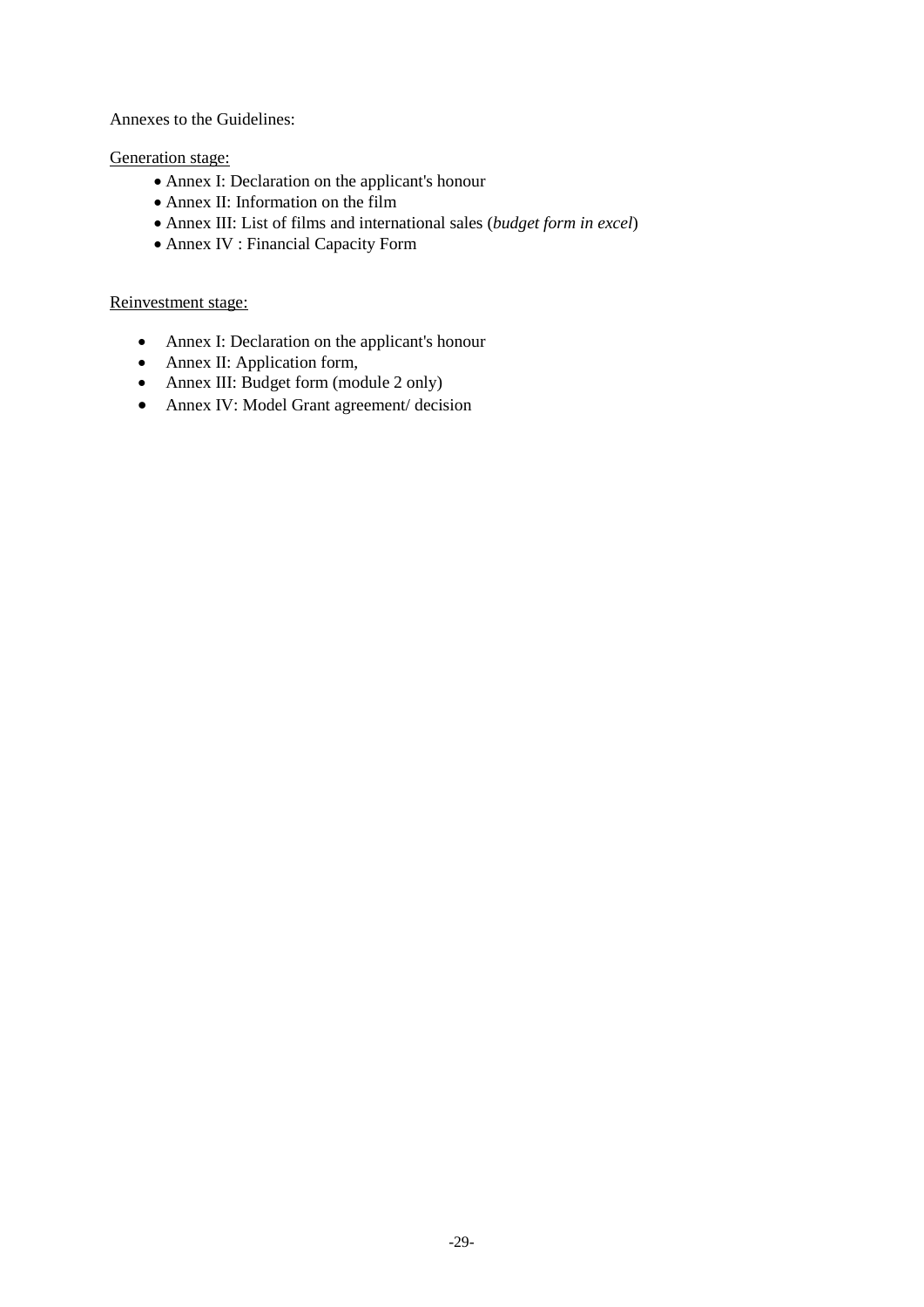Annexes to the Guidelines:

<u>Generation stage:</u>

- Annex I: Declaration on the applicant's honour
- Annex II: Information on the film
- Annex III: List of films and international sales (*budget form in excel*)
- Annex IV : Financial Capacity Form

<u>Reinvestment stage:</u>

- Annex I: Declaration on the applicant's honour
- Annex II: Application form,
- Annex III: Budget form (module 2 only)
- Annex IV: Model Grant agreement/ decision